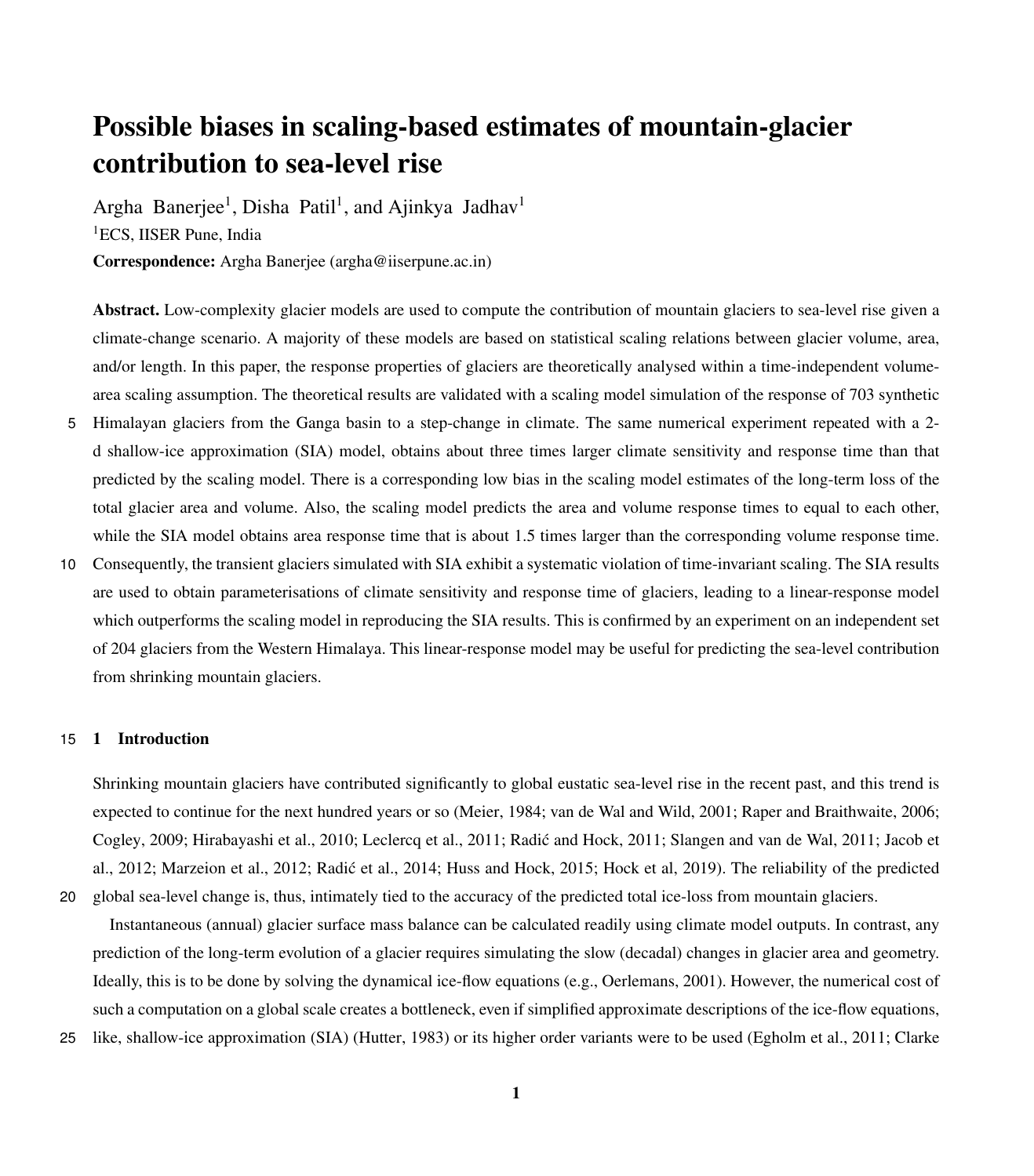# Possible biases in scaling-based estimates of mountain-glacier contribution to sea-level rise

Argha Banerjee[1], Disha Patil[1], and Ajinkya Jadhav[1]

[1]ECS, IISER Pune, India

**Correspondence:** Argha Banerjee (argha@iiserpune.ac.in)

**Abstract.** Low-complexity glacier models are used to compute the contribution of mountain glaciers to sea-level rise given a climate-change scenario. A majority of these models are based on statistical scaling relations between glacier volume, area, and/or length. In this paper, the response properties of glaciers are theoretically analysed within a time-independent volume-area scaling assumption. The theoretical results are validated with a scaling model simulation of the response of 703 synthetic Himalayan glaciers from the Ganga basin to a step-change in climate. The same numerical experiment repeated with a 2-d shallow-ice approximation (SIA) model, obtains about three times larger climate sensitivity and response time than that predicted by the scaling model. There is a corresponding low bias in the scaling model estimates of the long-term loss of the total glacier area and volume. Also, the scaling model predicts the area and volume response times to equal to each other, while the SIA model obtains area response time that is about 1.5 times larger than the corresponding volume response time. Consequently, the transient glaciers simulated with SIA exhibit a systematic violation of time-invariant scaling. The SIA results are used to obtain parameterisations of climate sensitivity and response time of glaciers, leading to a linear-response model which outperforms the scaling model in reproducing the SIA results. This is confirmed by an experiment on an independent set of 204 glaciers from the Western Himalaya. This linear-response model may be useful for predicting the sea-level contribution from shrinking mountain glaciers.

## 1 Introduction

Shrinking mountain glaciers have contributed significantly to global eustatic sea-level rise in the recent past, and this trend is expected to continue for the next hundred years or so (Meier, 1984; van de Wal and Wild, 2001; Raper and Braithwaite, 2006; Cogley, 2009; Hirabayashi et al., 2010; Leclercq et al., 2011; Radić and Hock, 2011; Slangen and van de Wal, 2011; Jacob et al., 2012; Marzeion et al., 2012; Radić et al., 2014; Huss and Hock, 2015; Hock et al, 2019). The reliability of the predicted global sea-level change is, thus, intimately tied to the accuracy of the predicted total ice-loss from mountain glaciers.

Instantaneous (annual) glacier surface mass balance can be calculated readily using climate model outputs. In contrast, any prediction of the long-term evolution of a glacier requires simulating the slow (decadal) changes in glacier area and geometry. Ideally, this is to be done by solving the dynamical ice-flow equations (e.g., Oerlemans, 2001). However, the numerical cost of such a computation on a global scale creates a bottleneck, even if simplified approximate descriptions of the ice-flow equations, like, shallow-ice approximation (SIA) (Hutter, 1983) or its higher order variants were to be used (Egholm et al., 2011; Clarke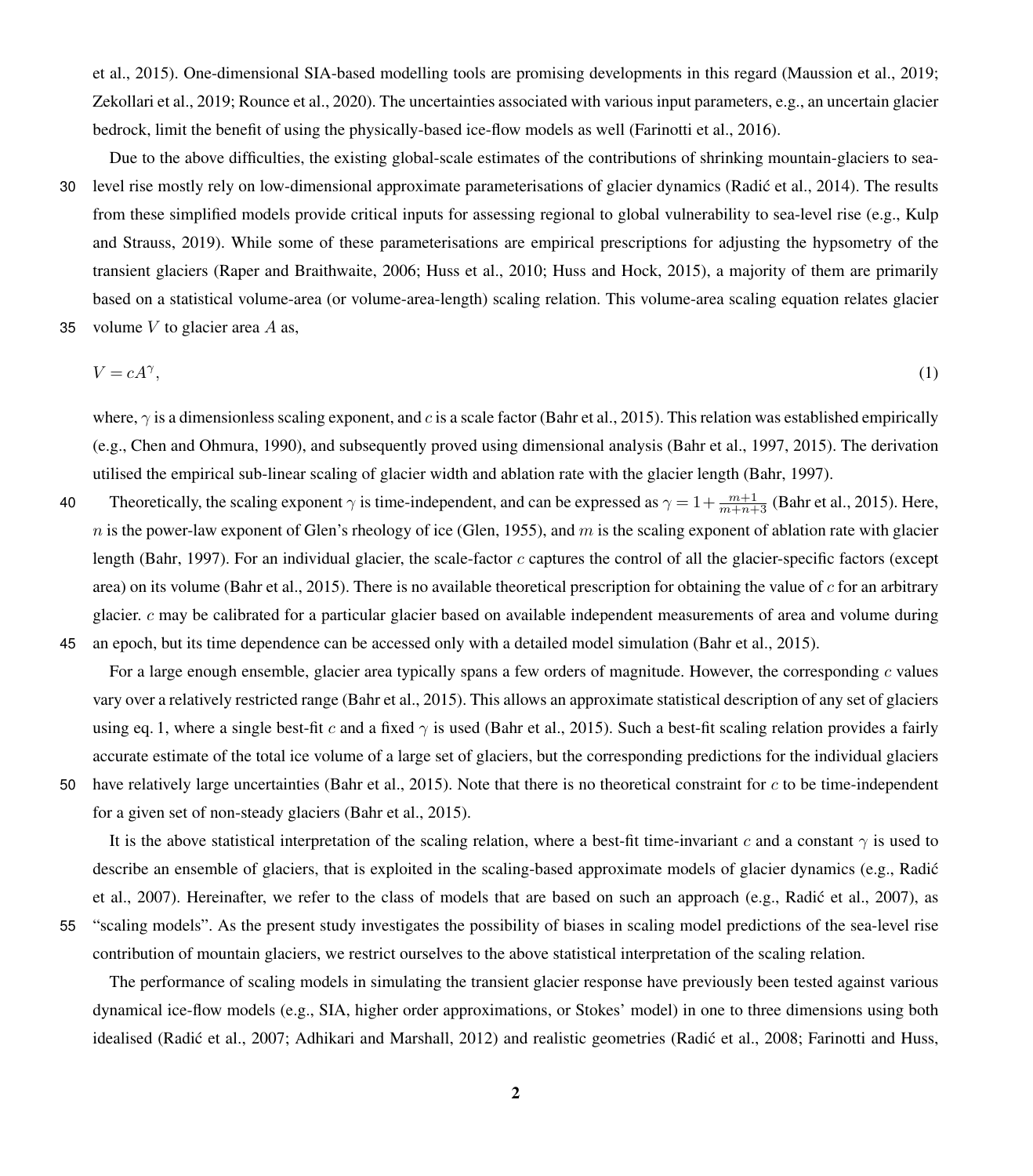et al., 2015). One-dimensional SIA-based modelling tools are promising developments in this regard (Maussion et al., 2019; Zekollari et al., 2019; Rounce et al., 2020). The uncertainties associated with various input parameters, e.g., an uncertain glacier bedrock, limit the benefit of using the physically-based ice-flow models as well (Farinotti et al., 2016).

Due to the above difficulties, the existing global-scale estimates of the contributions of shrinking mountain-glaciers to sea-level rise mostly rely on low-dimensional approximate parameterisations of glacier dynamics (Radić et al., 2014). The results from these simplified models provide critical inputs for assessing regional to global vulnerability to sea-level rise (e.g., Kulp and Strauss, 2019). While some of these parameterisations are empirical prescriptions for adjusting the hypsometry of the transient glaciers (Raper and Braithwaite, 2006; Huss et al., 2010; Huss and Hock, 2015), a majority of them are primarily based on a statistical volume-area (or volume-area-length) scaling relation. This volume-area scaling equation relates glacier volume $V$ to glacier area $A$ as,

$$V = cA^{\gamma}, \tag{1}$$

where, $\gamma$ is a dimensionless scaling exponent, and $c$ is a scale factor (Bahr et al., 2015). This relation was established empirically (e.g., Chen and Ohmura, 1990), and subsequently proved using dimensional analysis (Bahr et al., 1997, 2015). The derivation utilised the empirical sub-linear scaling of glacier width and ablation rate with the glacier length (Bahr, 1997).

Theoretically, the scaling exponent $\gamma$ is time-independent, and can be expressed as $\gamma = 1 + \frac{m+1}{m+n+3}$ (Bahr et al., 2015). Here, $n$ is the power-law exponent of Glen's rheology of ice (Glen, 1955), and $m$ is the scaling exponent of ablation rate with glacier length (Bahr, 1997). For an individual glacier, the scale-factor $c$ captures the control of all the glacier-specific factors (except area) on its volume (Bahr et al., 2015). There is no available theoretical prescription for obtaining the value of $c$ for an arbitrary glacier. $c$ may be calibrated for a particular glacier based on available independent measurements of area and volume during an epoch, but its time dependence can be accessed only with a detailed model simulation (Bahr et al., 2015).

For a large enough ensemble, glacier area typically spans a few orders of magnitude. However, the corresponding $c$ values vary over a relatively restricted range (Bahr et al., 2015). This allows an approximate statistical description of any set of glaciers using eq. 1, where a single best-fit $c$ and a fixed $\gamma$ is used (Bahr et al., 2015). Such a best-fit scaling relation provides a fairly accurate estimate of the total ice volume of a large set of glaciers, but the corresponding predictions for the individual glaciers have relatively large uncertainties (Bahr et al., 2015). Note that there is no theoretical constraint for $c$ to be time-independent for a given set of non-steady glaciers (Bahr et al., 2015).

It is the above statistical interpretation of the scaling relation, where a best-fit time-invariant $c$ and a constant $\gamma$ is used to describe an ensemble of glaciers, that is exploited in the scaling-based approximate models of glacier dynamics (e.g., Radić et al., 2007). Hereinafter, we refer to the class of models that are based on such an approach (e.g., Radić et al., 2007), as "scaling models". As the present study investigates the possibility of biases in scaling model predictions of the sea-level rise contribution of mountain glaciers, we restrict ourselves to the above statistical interpretation of the scaling relation.

The performance of scaling models in simulating the transient glacier response have previously been tested against various dynamical ice-flow models (e.g., SIA, higher order approximations, or Stokes' model) in one to three dimensions using both idealised (Radić et al., 2007; Adhikari and Marshall, 2012) and realistic geometries (Radić et al., 2008; Farinotti and Huss,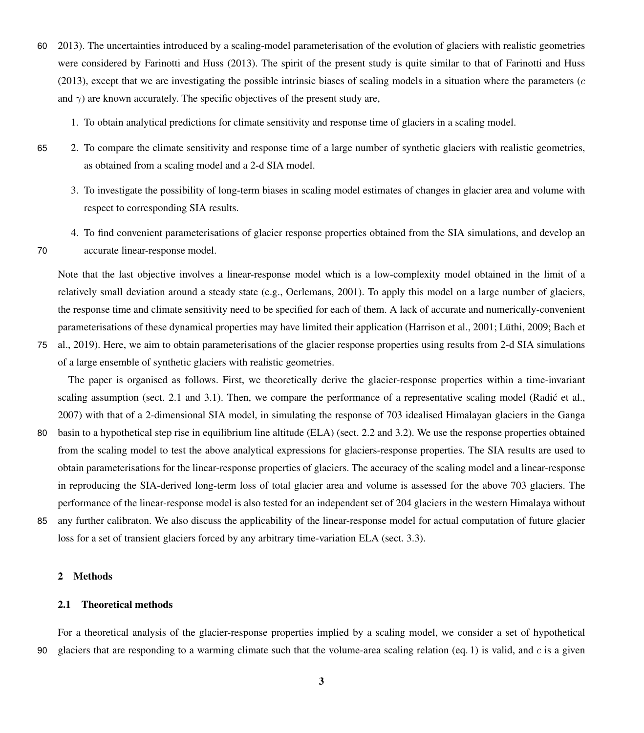2013). The uncertainties introduced by a scaling-model parameterisation of the evolution of glaciers with realistic geometries were considered by Farinotti and Huss (2013). The spirit of the present study is quite similar to that of Farinotti and Huss (2013), except that we are investigating the possible intrinsic biases of scaling models in a situation where the parameters ($c$ and $\gamma$) are known accurately. The specific objectives of the present study are,

1. To obtain analytical predictions for climate sensitivity and response time of glaciers in a scaling model.
2. To compare the climate sensitivity and response time of a large number of synthetic glaciers with realistic geometries, as obtained from a scaling model and a 2-d SIA model.
3. To investigate the possibility of long-term biases in scaling model estimates of changes in glacier area and volume with respect to corresponding SIA results.
4. To find convenient parameterisations of glacier response properties obtained from the SIA simulations, and develop an accurate linear-response model.

Note that the last objective involves a linear-response model which is a low-complexity model obtained in the limit of a relatively small deviation around a steady state (e.g., Oerlemans, 2001). To apply this model on a large number of glaciers, the response time and climate sensitivity need to be specified for each of them. A lack of accurate and numerically-convenient parameterisations of these dynamical properties may have limited their application (Harrison et al., 2001; Lüthi, 2009; Bach et al., 2019). Here, we aim to obtain parameterisations of the glacier response properties using results from 2-d SIA simulations of a large ensemble of synthetic glaciers with realistic geometries.

The paper is organised as follows. First, we theoretically derive the glacier-response properties within a time-invariant scaling assumption (sect. 2.1 and 3.1). Then, we compare the performance of a representative scaling model (Radić et al., 2007) with that of a 2-dimensional SIA model, in simulating the response of 703 idealised Himalayan glaciers in the Ganga basin to a hypothetical step rise in equilibrium line altitude (ELA) (sect. 2.2 and 3.2). We use the response properties obtained from the scaling model to test the above analytical expressions for glaciers-response properties. The SIA results are used to obtain parameterisations for the linear-response properties of glaciers. The accuracy of the scaling model and a linear-response in reproducing the SIA-derived long-term loss of total glacier area and volume is assessed for the above 703 glaciers. The performance of the linear-response model is also tested for an independent set of 204 glaciers in the western Himalaya without any further calibraton. We also discuss the applicability of the linear-response model for actual computation of future glacier loss for a set of transient glaciers forced by any arbitrary time-variation ELA (sect. 3.3).

## 2 Methods

### 2.1 Theoretical methods

For a theoretical analysis of the glacier-response properties implied by a scaling model, we consider a set of hypothetical glaciers that are responding to a warming climate such that the volume-area scaling relation (eq. 1) is valid, and $c$ is a given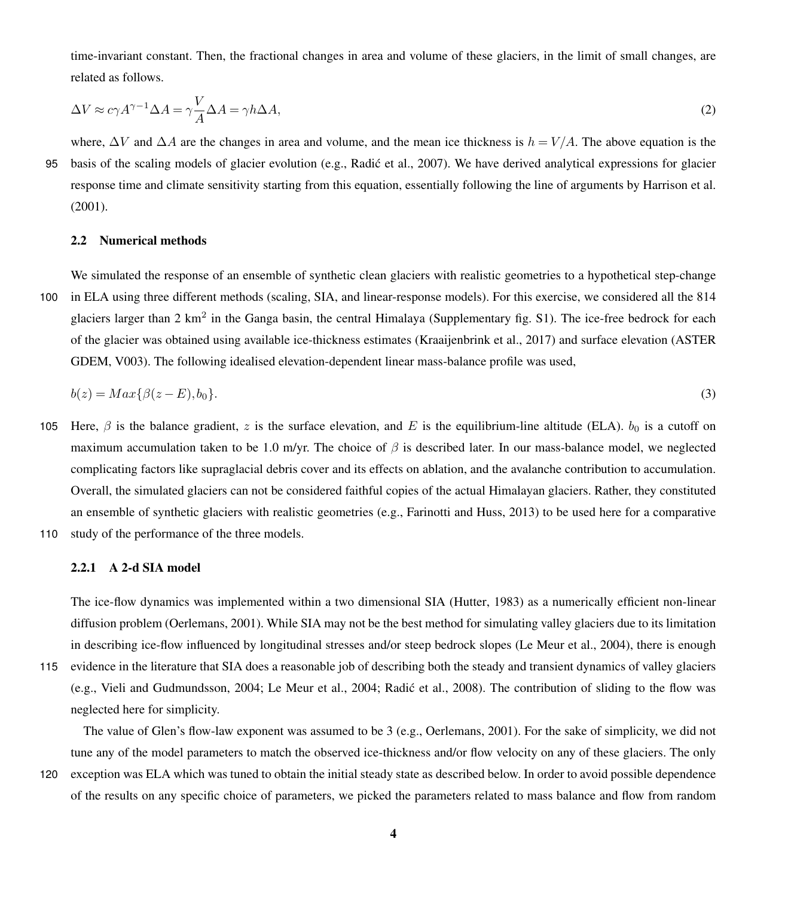time-invariant constant. Then, the fractional changes in area and volume of these glaciers, in the limit of small changes, are related as follows.

$$\Delta V \approx c\gamma A^{\gamma-1}\Delta A = \gamma \frac{V}{A}\Delta A = \gamma h \Delta A, \tag{2}$$

where, $\Delta V$ and $\Delta A$ are the changes in area and volume, and the mean ice thickness is $h = V/A$. The above equation is the basis of the scaling models of glacier evolution (e.g., Radić et al., 2007). We have derived analytical expressions for glacier response time and climate sensitivity starting from this equation, essentially following the line of arguments by Harrison et al. (2001).

### 2.2 Numerical methods

We simulated the response of an ensemble of synthetic clean glaciers with realistic geometries to a hypothetical step-change in ELA using three different methods (scaling, SIA, and linear-response models). For this exercise, we considered all the 814 glaciers larger than 2 km$^2$ in the Ganga basin, the central Himalaya (Supplementary fig. S1). The ice-free bedrock for each of the glacier was obtained using available ice-thickness estimates (Kraaijenbrink et al., 2017) and surface elevation (ASTER GDEM, V003). The following idealised elevation-dependent linear mass-balance profile was used,

$$b(z) = Max\{\beta(z - E), b_0\}. \tag{3}$$

Here, $\beta$ is the balance gradient, $z$ is the surface elevation, and $E$ is the equilibrium-line altitude (ELA). $b_0$ is a cutoff on maximum accumulation taken to be 1.0 m/yr. The choice of $\beta$ is described later. In our mass-balance model, we neglected complicating factors like supraglacial debris cover and its effects on ablation, and the avalanche contribution to accumulation. Overall, the simulated glaciers can not be considered faithful copies of the actual Himalayan glaciers. Rather, they constituted an ensemble of synthetic glaciers with realistic geometries (e.g., Farinotti and Huss, 2013) to be used here for a comparative study of the performance of the three models.

#### 2.2.1 A 2-d SIA model

The ice-flow dynamics was implemented within a two dimensional SIA (Hutter, 1983) as a numerically efficient non-linear diffusion problem (Oerlemans, 2001). While SIA may not be the best method for simulating valley glaciers due to its limitation in describing ice-flow influenced by longitudinal stresses and/or steep bedrock slopes (Le Meur et al., 2004), there is enough evidence in the literature that SIA does a reasonable job of describing both the steady and transient dynamics of valley glaciers (e.g., Vieli and Gudmundsson, 2004; Le Meur et al., 2004; Radić et al., 2008). The contribution of sliding to the flow was neglected here for simplicity.

The value of Glen's flow-law exponent was assumed to be 3 (e.g., Oerlemans, 2001). For the sake of simplicity, we did not tune any of the model parameters to match the observed ice-thickness and/or flow velocity on any of these glaciers. The only exception was ELA which was tuned to obtain the initial steady state as described below. In order to avoid possible dependence of the results on any specific choice of parameters, we picked the parameters related to mass balance and flow from random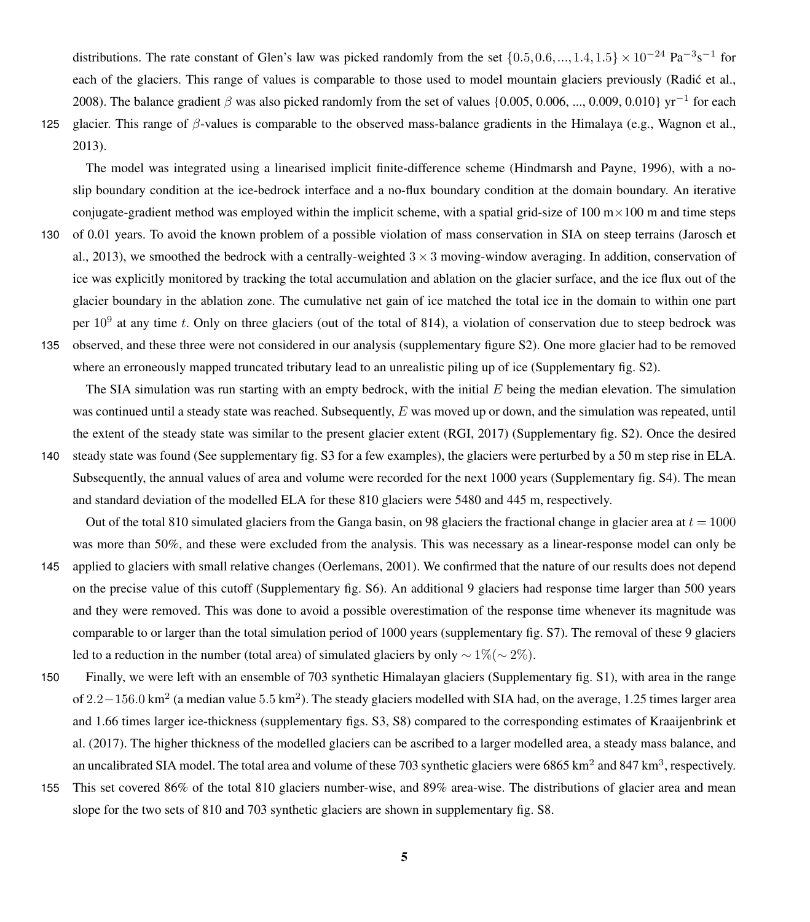distributions. The rate constant of Glen's law was picked randomly from the set $\{0.5, 0.6, ..., 1.4, 1.5\} \times 10^{-24}$ Pa$^{-3}$s$^{-1}$ for each of the glaciers. This range of values is comparable to those used to model mountain glaciers previously (Radić et al., 2008). The balance gradient $\beta$ was also picked randomly from the set of values {0.005, 0.006, ..., 0.009, 0.010} yr$^{-1}$ for each glacier. This range of $\beta$-values is comparable to the observed mass-balance gradients in the Himalaya (e.g., Wagnon et al., 2013).

The model was integrated using a linearised implicit finite-difference scheme (Hindmarsh and Payne, 1996), with a no-slip boundary condition at the ice-bedrock interface and a no-flux boundary condition at the domain boundary. An iterative conjugate-gradient method was employed within the implicit scheme, with a spatial grid-size of 100 m$\times$100 m and time steps of 0.01 years. To avoid the known problem of a possible violation of mass conservation in SIA on steep terrains (Jarosch et al., 2013), we smoothed the bedrock with a centrally-weighted $3 \times 3$ moving-window averaging. In addition, conservation of ice was explicitly monitored by tracking the total accumulation and ablation on the glacier surface, and the ice flux out of the glacier boundary in the ablation zone. The cumulative net gain of ice matched the total ice in the domain to within one part per $10^9$ at any time $t$. Only on three glaciers (out of the total of 814), a violation of conservation due to steep bedrock was observed, and these three were not considered in our analysis (supplementary figure S2). One more glacier had to be removed where an erroneously mapped truncated tributary lead to an unrealistic piling up of ice (Supplementary fig. S2).

The SIA simulation was run starting with an empty bedrock, with the initial $E$ being the median elevation. The simulation was continued until a steady state was reached. Subsequently, $E$ was moved up or down, and the simulation was repeated, until the extent of the steady state was similar to the present glacier extent (RGI, 2017) (Supplementary fig. S2). Once the desired steady state was found (See supplementary fig. S3 for a few examples), the glaciers were perturbed by a 50 m step rise in ELA. Subsequently, the annual values of area and volume were recorded for the next 1000 years (Supplementary fig. S4). The mean and standard deviation of the modelled ELA for these 810 glaciers were 5480 and 445 m, respectively.

Out of the total 810 simulated glaciers from the Ganga basin, on 98 glaciers the fractional change in glacier area at $t = 1000$ was more than 50%, and these were excluded from the analysis. This was necessary as a linear-response model can only be applied to glaciers with small relative changes (Oerlemans, 2001). We confirmed that the nature of our results does not depend on the precise value of this cutoff (Supplementary fig. S6). An additional 9 glaciers had response time larger than 500 years and they were removed. This was done to avoid a possible overestimation of the response time whenever its magnitude was comparable to or larger than the total simulation period of 1000 years (supplementary fig. S7). The removal of these 9 glaciers led to a reduction in the number (total area) of simulated glaciers by only $\sim 1\%(\sim 2\%)$.

Finally, we were left with an ensemble of 703 synthetic Himalayan glaciers (Supplementary fig. S1), with area in the range of $2.2-156.0$ km$^2$ (a median value $5.5$ km$^2$). The steady glaciers modelled with SIA had, on the average, 1.25 times larger area and 1.66 times larger ice-thickness (supplementary figs. S3, S8) compared to the corresponding estimates of Kraaijenbrink et al. (2017). The higher thickness of the modelled glaciers can be ascribed to a larger modelled area, a steady mass balance, and an uncalibrated SIA model. The total area and volume of these 703 synthetic glaciers were 6865 km$^2$ and 847 km$^3$, respectively. This set covered 86% of the total 810 glaciers number-wise, and 89% area-wise. The distributions of glacier area and mean slope for the two sets of 810 and 703 synthetic glaciers are shown in supplementary fig. S8.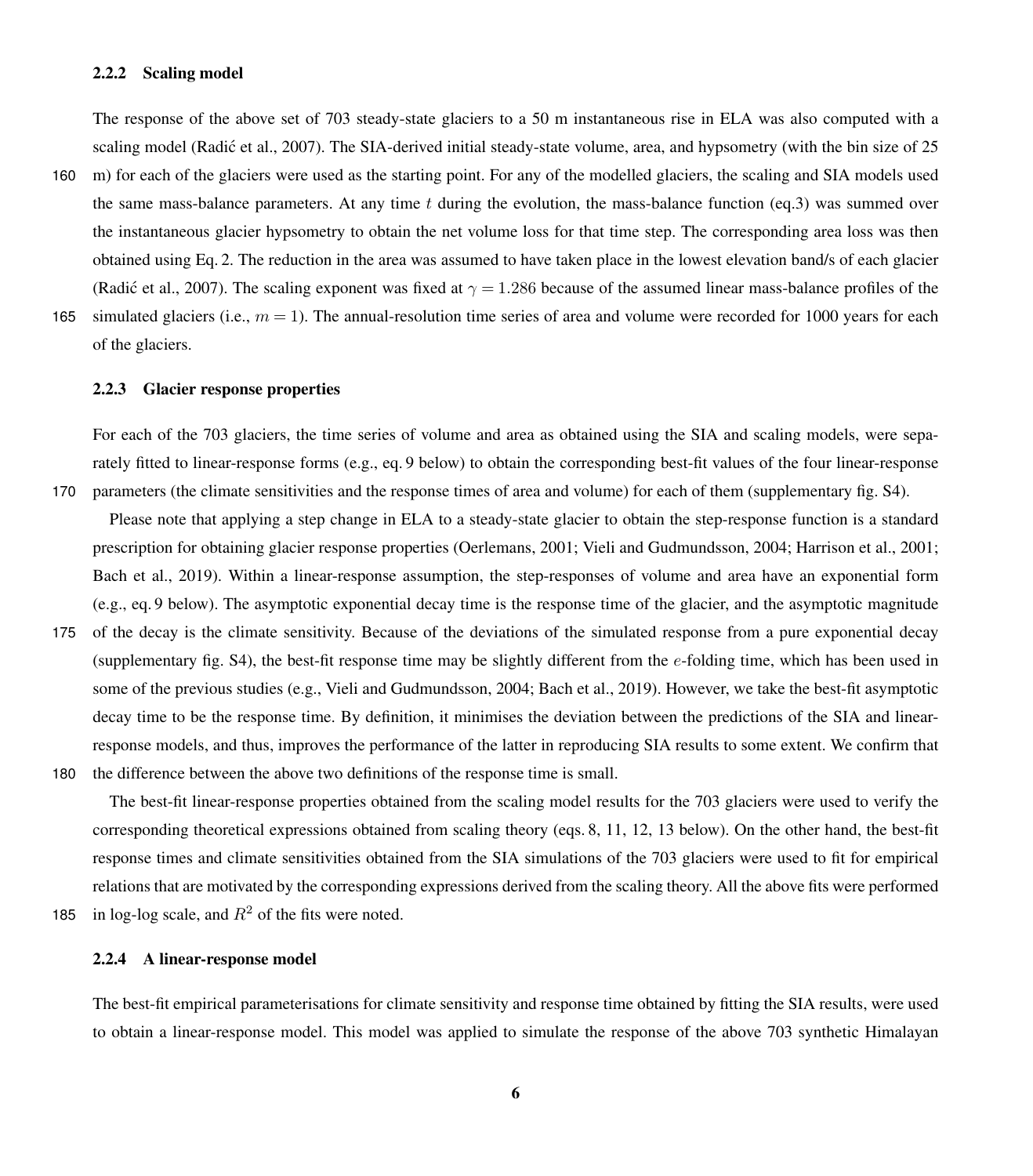### 2.2.2 Scaling model

The response of the above set of 703 steady-state glaciers to a 50 m instantaneous rise in ELA was also computed with a scaling model (Radić et al., 2007). The SIA-derived initial steady-state volume, area, and hypsometry (with the bin size of 25 m) for each of the glaciers were used as the starting point. For any of the modelled glaciers, the scaling and SIA models used the same mass-balance parameters. At any time $t$ during the evolution, the mass-balance function (eq.3) was summed over the instantaneous glacier hypsometry to obtain the net volume loss for that time step. The corresponding area loss was then obtained using Eq. 2. The reduction in the area was assumed to have taken place in the lowest elevation band/s of each glacier (Radić et al., 2007). The scaling exponent was fixed at $\gamma = 1.286$ because of the assumed linear mass-balance profiles of the simulated glaciers (i.e., $m = 1$). The annual-resolution time series of area and volume were recorded for 1000 years for each of the glaciers.

### 2.2.3 Glacier response properties

For each of the 703 glaciers, the time series of volume and area as obtained using the SIA and scaling models, were separately fitted to linear-response forms (e.g., eq. 9 below) to obtain the corresponding best-fit values of the four linear-response parameters (the climate sensitivities and the response times of area and volume) for each of them (supplementary fig. S4).

Please note that applying a step change in ELA to a steady-state glacier to obtain the step-response function is a standard prescription for obtaining glacier response properties (Oerlemans, 2001; Vieli and Gudmundsson, 2004; Harrison et al., 2001; Bach et al., 2019). Within a linear-response assumption, the step-responses of volume and area have an exponential form (e.g., eq. 9 below). The asymptotic exponential decay time is the response time of the glacier, and the asymptotic magnitude of the decay is the climate sensitivity. Because of the deviations of the simulated response from a pure exponential decay (supplementary fig. S4), the best-fit response time may be slightly different from the $e$-folding time, which has been used in some of the previous studies (e.g., Vieli and Gudmundsson, 2004; Bach et al., 2019). However, we take the best-fit asymptotic decay time to be the response time. By definition, it minimises the deviation between the predictions of the SIA and linear-response models, and thus, improves the performance of the latter in reproducing SIA results to some extent. We confirm that the difference between the above two definitions of the response time is small.

The best-fit linear-response properties obtained from the scaling model results for the 703 glaciers were used to verify the corresponding theoretical expressions obtained from scaling theory (eqs. 8, 11, 12, 13 below). On the other hand, the best-fit response times and climate sensitivities obtained from the SIA simulations of the 703 glaciers were used to fit for empirical relations that are motivated by the corresponding expressions derived from the scaling theory. All the above fits were performed in log-log scale, and $R^2$ of the fits were noted.

### 2.2.4 A linear-response model

The best-fit empirical parameterisations for climate sensitivity and response time obtained by fitting the SIA results, were used to obtain a linear-response model. This model was applied to simulate the response of the above 703 synthetic Himalayan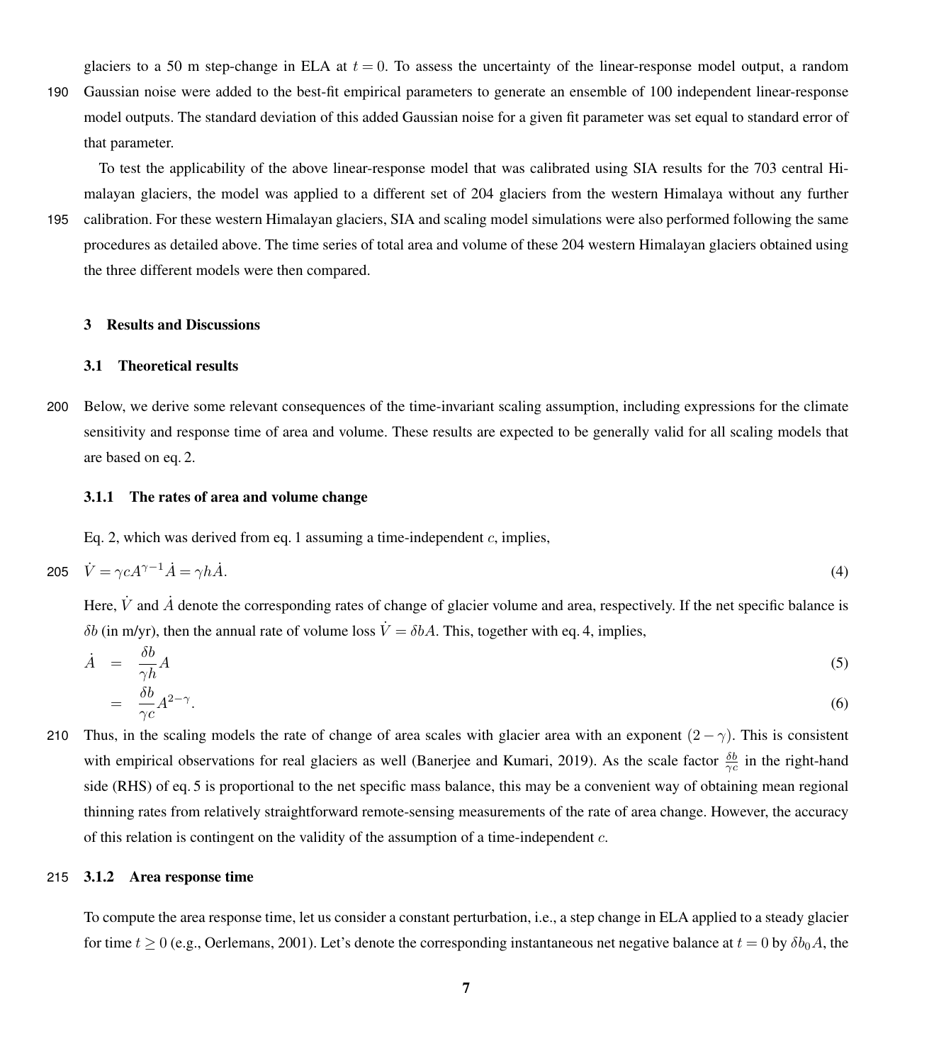glaciers to a 50 m step-change in ELA at $t = 0$. To assess the uncertainty of the linear-response model output, a random Gaussian noise were added to the best-fit empirical parameters to generate an ensemble of 100 independent linear-response model outputs. The standard deviation of this added Gaussian noise for a given fit parameter was set equal to standard error of that parameter.

To test the applicability of the above linear-response model that was calibrated using SIA results for the 703 central Himalayan glaciers, the model was applied to a different set of 204 glaciers from the western Himalaya without any further calibration. For these western Himalayan glaciers, SIA and scaling model simulations were also performed following the same procedures as detailed above. The time series of total area and volume of these 204 western Himalayan glaciers obtained using the three different models were then compared.

## 3 Results and Discussions

### 3.1 Theoretical results

Below, we derive some relevant consequences of the time-invariant scaling assumption, including expressions for the climate sensitivity and response time of area and volume. These results are expected to be generally valid for all scaling models that are based on eq. 2.

#### 3.1.1 The rates of area and volume change

Eq. 2, which was derived from eq. 1 assuming a time-independent $c$, implies,

$$\dot{V} = \gamma c A^{\gamma-1} \dot{A} = \gamma h \dot{A}. \tag{4}$$

Here, $\dot{V}$ and $\dot{A}$ denote the corresponding rates of change of glacier volume and area, respectively. If the net specific balance is $\delta b$ (in m/yr), then the annual rate of volume loss $\dot{V} = \delta b A$. This, together with eq. 4, implies,

$$\dot{A} = \frac{\delta b}{\gamma h} A \tag{5}$$

$$= \frac{\delta b}{\gamma c} A^{2-\gamma}. \tag{6}$$

Thus, in the scaling models the rate of change of area scales with glacier area with an exponent $(2-\gamma)$. This is consistent with empirical observations for real glaciers as well (Banerjee and Kumari, 2019). As the scale factor $\frac{\delta b}{\gamma c}$ in the right-hand side (RHS) of eq. 5 is proportional to the net specific mass balance, this may be a convenient way of obtaining mean regional thinning rates from relatively straightforward remote-sensing measurements of the rate of area change. However, the accuracy of this relation is contingent on the validity of the assumption of a time-independent $c$.

#### 3.1.2 Area response time

To compute the area response time, let us consider a constant perturbation, i.e., a step change in ELA applied to a steady glacier for time $t \geq 0$ (e.g., Oerlemans, 2001). Let's denote the corresponding instantaneous net negative balance at $t = 0$ by $\delta b_0 A$, the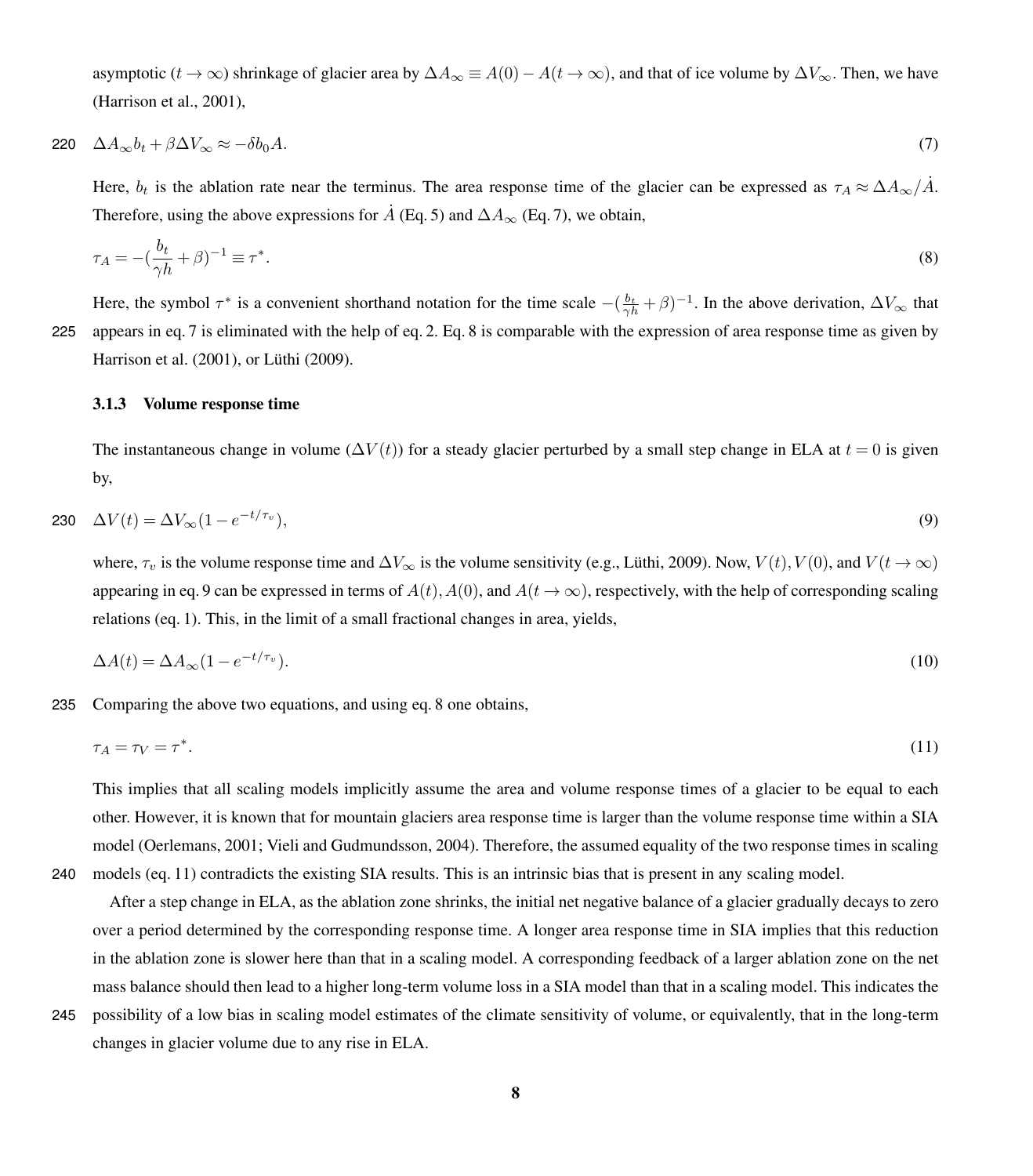asymptotic ($t \to \infty$) shrinkage of glacier area by $\Delta A_\infty \equiv A(0) - A(t \to \infty)$, and that of ice volume by $\Delta V_\infty$. Then, we have (Harrison et al., 2001),

$$\Delta A_\infty b_t + \beta \Delta V_\infty \approx -\delta b_0 A. \tag{7}$$

Here, $b_t$ is the ablation rate near the terminus. The area response time of the glacier can be expressed as $\tau_A \approx \Delta A_\infty / \dot{A}$. Therefore, using the above expressions for $\dot{A}$ (Eq. 5) and $\Delta A_\infty$ (Eq. 7), we obtain,

$$\tau_A = -(\frac{b_t}{\gamma h} + \beta)^{-1} \equiv \tau^*. \tag{8}$$

Here, the symbol $\tau^*$ is a convenient shorthand notation for the time scale $-(\frac{b_t}{\gamma h} + \beta)^{-1}$. In the above derivation, $\Delta V_\infty$ that appears in eq. 7 is eliminated with the help of eq. 2. Eq. 8 is comparable with the expression of area response time as given by Harrison et al. (2001), or Lüthi (2009).

### 3.1.3 Volume response time

The instantaneous change in volume ($\Delta V(t)$) for a steady glacier perturbed by a small step change in ELA at $t = 0$ is given by,

$$\Delta V(t) = \Delta V_\infty (1 - e^{-t/\tau_v}), \tag{9}$$

where, $\tau_v$ is the volume response time and $\Delta V_\infty$ is the volume sensitivity (e.g., Lüthi, 2009). Now, $V(t), V(0)$, and $V(t \to \infty)$ appearing in eq. 9 can be expressed in terms of $A(t), A(0)$, and $A(t \to \infty)$, respectively, with the help of corresponding scaling relations (eq. 1). This, in the limit of a small fractional changes in area, yields,

$$\Delta A(t) = \Delta A_\infty (1 - e^{-t/\tau_v}). \tag{10}$$

Comparing the above two equations, and using eq. 8 one obtains,

$$\tau_A = \tau_V = \tau^*. \tag{11}$$

This implies that all scaling models implicitly assume the area and volume response times of a glacier to be equal to each other. However, it is known that for mountain glaciers area response time is larger than the volume response time within a SIA model (Oerlemans, 2001; Vieli and Gudmundsson, 2004). Therefore, the assumed equality of the two response times in scaling models (eq. 11) contradicts the existing SIA results. This is an intrinsic bias that is present in any scaling model.

After a step change in ELA, as the ablation zone shrinks, the initial net negative balance of a glacier gradually decays to zero over a period determined by the corresponding response time. A longer area response time in SIA implies that this reduction in the ablation zone is slower here than that in a scaling model. A corresponding feedback of a larger ablation zone on the net mass balance should then lead to a higher long-term volume loss in a SIA model than that in a scaling model. This indicates the possibility of a low bias in scaling model estimates of the climate sensitivity of volume, or equivalently, that in the long-term changes in glacier volume due to any rise in ELA.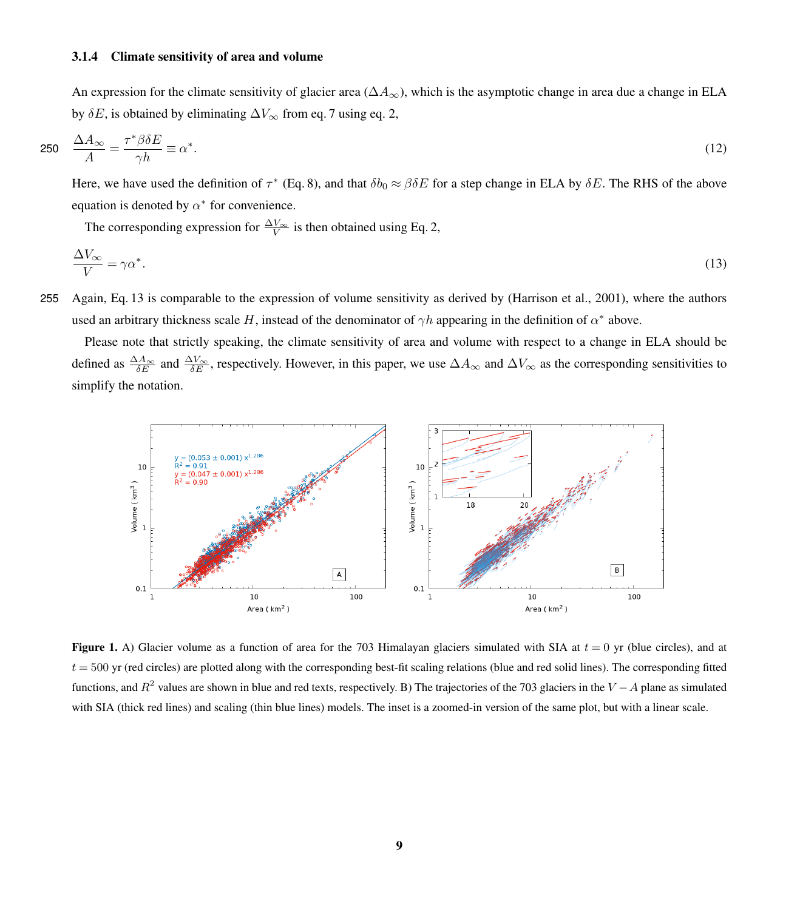### 3.1.4 Climate sensitivity of area and volume

An expression for the climate sensitivity of glacier area ($\Delta A_\infty$), which is the asymptotic change in area due a change in ELA by $\delta E$, is obtained by eliminating $\Delta V_\infty$ from eq. 7 using eq. 2,

$$\frac{\Delta A_\infty}{A} = \frac{\tau^* \beta \delta E}{\gamma h} \equiv \alpha^*. \tag{12}$$

Here, we have used the definition of $\tau^*$ (Eq. 8), and that $\delta b_0 \approx \beta \delta E$ for a step change in ELA by $\delta E$. The RHS of the above equation is denoted by $\alpha^*$ for convenience.

The corresponding expression for $\frac{\Delta V_\infty}{V}$ is then obtained using Eq. 2,

$$\frac{\Delta V_\infty}{V} = \gamma \alpha^*. \tag{13}$$

Again, Eq. 13 is comparable to the expression of volume sensitivity as derived by (Harrison et al., 2001), where the authors used an arbitrary thickness scale $H$, instead of the denominator of $\gamma h$ appearing in the definition of $\alpha^*$ above.

Please note that strictly speaking, the climate sensitivity of area and volume with respect to a change in ELA should be defined as $\frac{\Delta A_\infty}{\delta E}$ and $\frac{\Delta V_\infty}{\delta E}$, respectively. However, in this paper, we use $\Delta A_\infty$ and $\Delta V_\infty$ as the corresponding sensitivities to simplify the notation.

**Figure 1.** A) Glacier volume as a function of area for the 703 Himalayan glaciers simulated with SIA at $t = 0$ yr (blue circles), and at $t = 500$ yr (red circles) are plotted along with the corresponding best-fit scaling relations (blue and red solid lines). The corresponding fitted functions, and $R^2$ values are shown in blue and red texts, respectively. B) The trajectories of the 703 glaciers in the $V - A$ plane as simulated with SIA (thick red lines) and scaling (thin blue lines) models. The inset is a zoomed-in version of the same plot, but with a linear scale.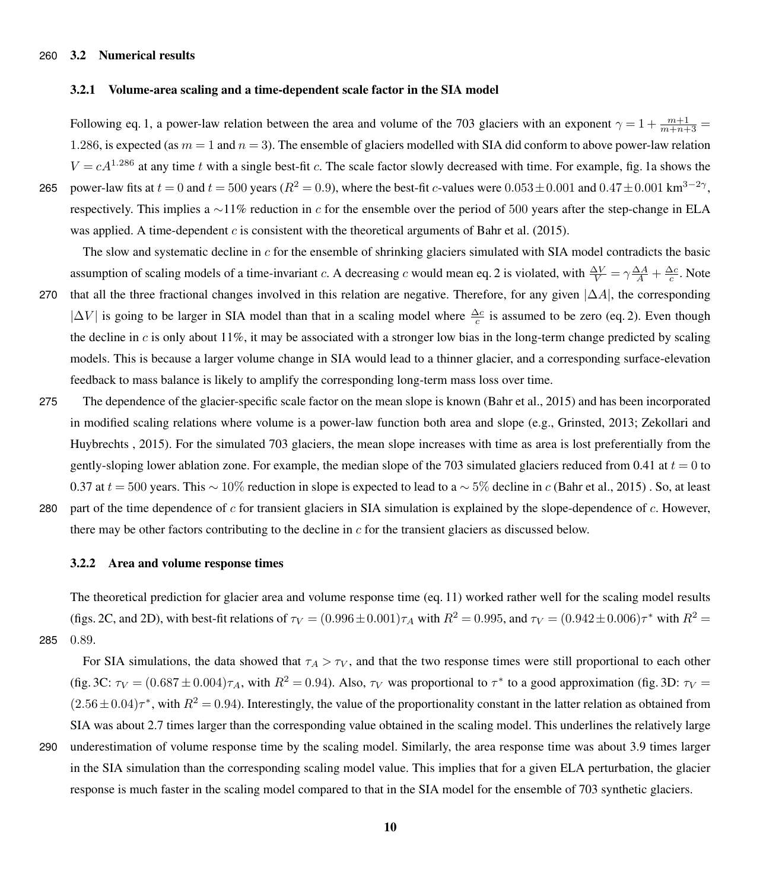### 3.2 Numerical results

#### 3.2.1 Volume-area scaling and a time-dependent scale factor in the SIA model

Following eq. 1, a power-law relation between the area and volume of the 703 glaciers with an exponent $\gamma = 1 + \frac{m+1}{m+n+3} = 1.286$, is expected (as $m = 1$ and $n = 3$). The ensemble of glaciers modelled with SIA did conform to above power-law relation $V = cA^{1.286}$ at any time $t$ with a single best-fit $c$. The scale factor slowly decreased with time. For example, fig. 1a shows the power-law fits at $t = 0$ and $t = 500$ years ($R^2 = 0.9$), where the best-fit $c$-values were $0.053 \pm 0.001$ and $0.47 \pm 0.001$ km$^{3-2\gamma}$, respectively. This implies a $\sim$11% reduction in $c$ for the ensemble over the period of 500 years after the step-change in ELA was applied. A time-dependent $c$ is consistent with the theoretical arguments of Bahr et al. (2015).

The slow and systematic decline in $c$ for the ensemble of shrinking glaciers simulated with SIA model contradicts the basic assumption of scaling models of a time-invariant $c$. A decreasing $c$ would mean eq. 2 is violated, with $\frac{\Delta V}{V} = \gamma \frac{\Delta A}{A} + \frac{\Delta c}{c}$. Note that all the three fractional changes involved in this relation are negative. Therefore, for any given $|\Delta A|$, the corresponding $|\Delta V|$ is going to be larger in SIA model than that in a scaling model where $\frac{\Delta c}{c}$ is assumed to be zero (eq. 2). Even though the decline in $c$ is only about 11%, it may be associated with a stronger low bias in the long-term change predicted by scaling models. This is because a larger volume change in SIA would lead to a thinner glacier, and a corresponding surface-elevation feedback to mass balance is likely to amplify the corresponding long-term mass loss over time.

The dependence of the glacier-specific scale factor on the mean slope is known (Bahr et al., 2015) and has been incorporated in modified scaling relations where volume is a power-law function both area and slope (e.g., Grinsted, 2013; Zekollari and Huybrechts , 2015). For the simulated 703 glaciers, the mean slope increases with time as area is lost preferentially from the gently-sloping lower ablation zone. For example, the median slope of the 703 simulated glaciers reduced from 0.41 at $t = 0$ to 0.37 at $t = 500$ years. This $\sim 10\%$ reduction in slope is expected to lead to a $\sim 5\%$ decline in $c$ (Bahr et al., 2015) . So, at least part of the time dependence of $c$ for transient glaciers in SIA simulation is explained by the slope-dependence of $c$. However, there may be other factors contributing to the decline in $c$ for the transient glaciers as discussed below.

#### 3.2.2 Area and volume response times

The theoretical prediction for glacier area and volume response time (eq. 11) worked rather well for the scaling model results (figs. 2C, and 2D), with best-fit relations of $\tau_V = (0.996 \pm 0.001)\tau_A$ with $R^2 = 0.995$, and $\tau_V = (0.942 \pm 0.006)\tau^*$ with $R^2 = 0.89$.

For SIA simulations, the data showed that $\tau_A > \tau_V$, and that the two response times were still proportional to each other (fig. 3C: $\tau_V = (0.687 \pm 0.004)\tau_A$, with $R^2 = 0.94$). Also, $\tau_V$ was proportional to $\tau^*$ to a good approximation (fig. 3D: $\tau_V = (2.56 \pm 0.04)\tau^*$, with $R^2 = 0.94$). Interestingly, the value of the proportionality constant in the latter relation as obtained from SIA was about 2.7 times larger than the corresponding value obtained in the scaling model. This underlines the relatively large underestimation of volume response time by the scaling model. Similarly, the area response time was about 3.9 times larger in the SIA simulation than the corresponding scaling model value. This implies that for a given ELA perturbation, the glacier response is much faster in the scaling model compared to that in the SIA model for the ensemble of 703 synthetic glaciers.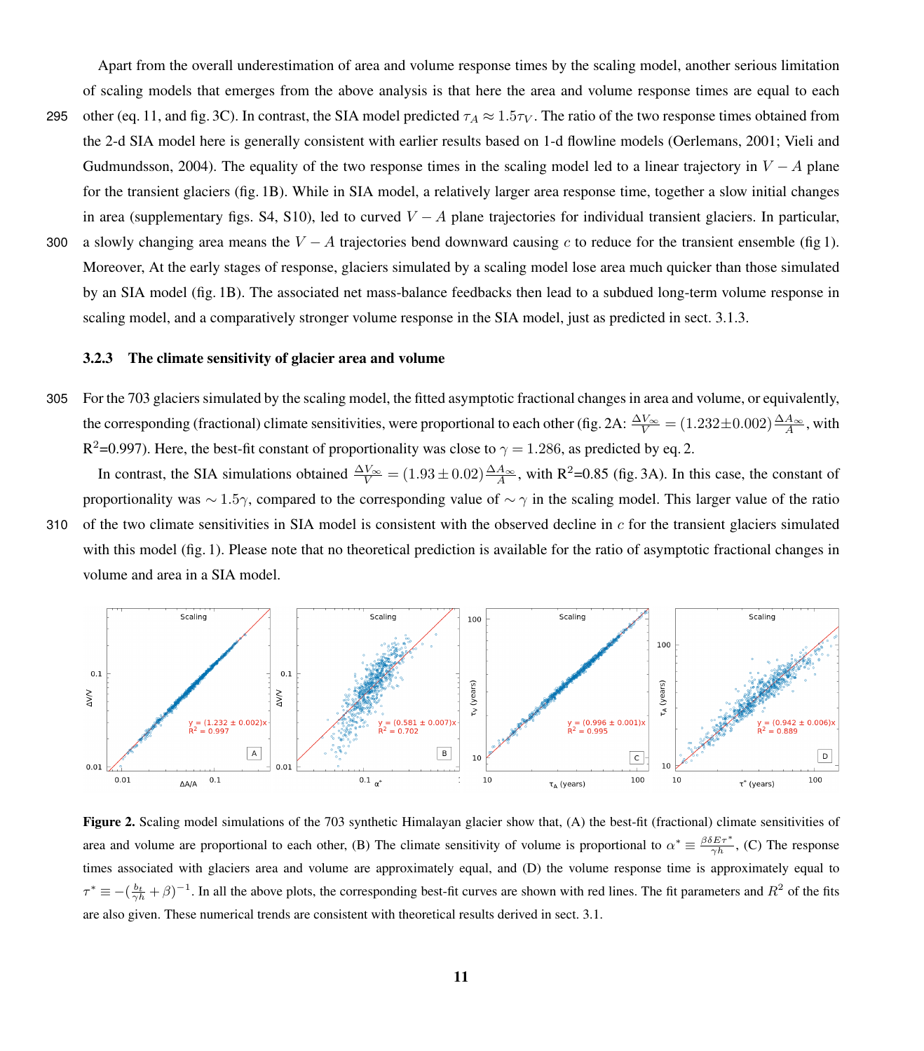Apart from the overall underestimation of area and volume response times by the scaling model, another serious limitation of scaling models that emerges from the above analysis is that here the area and volume response times are equal to each other (eq. 11, and fig. 3C). In contrast, the SIA model predicted $\tau_A \approx 1.5\tau_V$. The ratio of the two response times obtained from the 2-d SIA model here is generally consistent with earlier results based on 1-d flowline models (Oerlemans, 2001; Vieli and Gudmundsson, 2004). The equality of the two response times in the scaling model led to a linear trajectory in $V - A$ plane for the transient glaciers (fig. 1B). While in SIA model, a relatively larger area response time, together a slow initial changes in area (supplementary figs. S4, S10), led to curved $V - A$ plane trajectories for individual transient glaciers. In particular, a slowly changing area means the $V - A$ trajectories bend downward causing $c$ to reduce for the transient ensemble (fig 1). Moreover, At the early stages of response, glaciers simulated by a scaling model lose area much quicker than those simulated by an SIA model (fig. 1B). The associated net mass-balance feedbacks then lead to a subdued long-term volume response in scaling model, and a comparatively stronger volume response in the SIA model, just as predicted in sect. 3.1.3.

### 3.2.3 The climate sensitivity of glacier area and volume

For the 703 glaciers simulated by the scaling model, the fitted asymptotic fractional changes in area and volume, or equivalently, the corresponding (fractional) climate sensitivities, were proportional to each other (fig. 2A: $\frac{\Delta V_\infty}{V} = (1.232 \pm 0.002)\frac{\Delta A_\infty}{A}$, with $R^2$=0.997). Here, the best-fit constant of proportionality was close to $\gamma = 1.286$, as predicted by eq. 2.

In contrast, the SIA simulations obtained $\frac{\Delta V_\infty}{V} = (1.93 \pm 0.02)\frac{\Delta A_\infty}{A}$, with $R^2$=0.85 (fig. 3A). In this case, the constant of proportionality was $\sim 1.5\gamma$, compared to the corresponding value of $\sim \gamma$ in the scaling model. This larger value of the ratio of the two climate sensitivities in SIA model is consistent with the observed decline in $c$ for the transient glaciers simulated with this model (fig. 1). Please note that no theoretical prediction is available for the ratio of asymptotic fractional changes in volume and area in a SIA model.

**Figure 2.** Scaling model simulations of the 703 synthetic Himalayan glacier show that, (A) the best-fit (fractional) climate sensitivities of area and volume are proportional to each other, (B) The climate sensitivity of volume is proportional to $\alpha^* \equiv \frac{\beta \delta E \tau^*}{\gamma h}$, (C) The response times associated with glaciers area and volume are approximately equal, and (D) the volume response time is approximately equal to $\tau^* \equiv -(\frac{b_t}{\gamma h} + \beta)^{-1}$. In all the above plots, the corresponding best-fit curves are shown with red lines. The fit parameters and $R^2$ of the fits are also given. These numerical trends are consistent with theoretical results derived in sect. 3.1.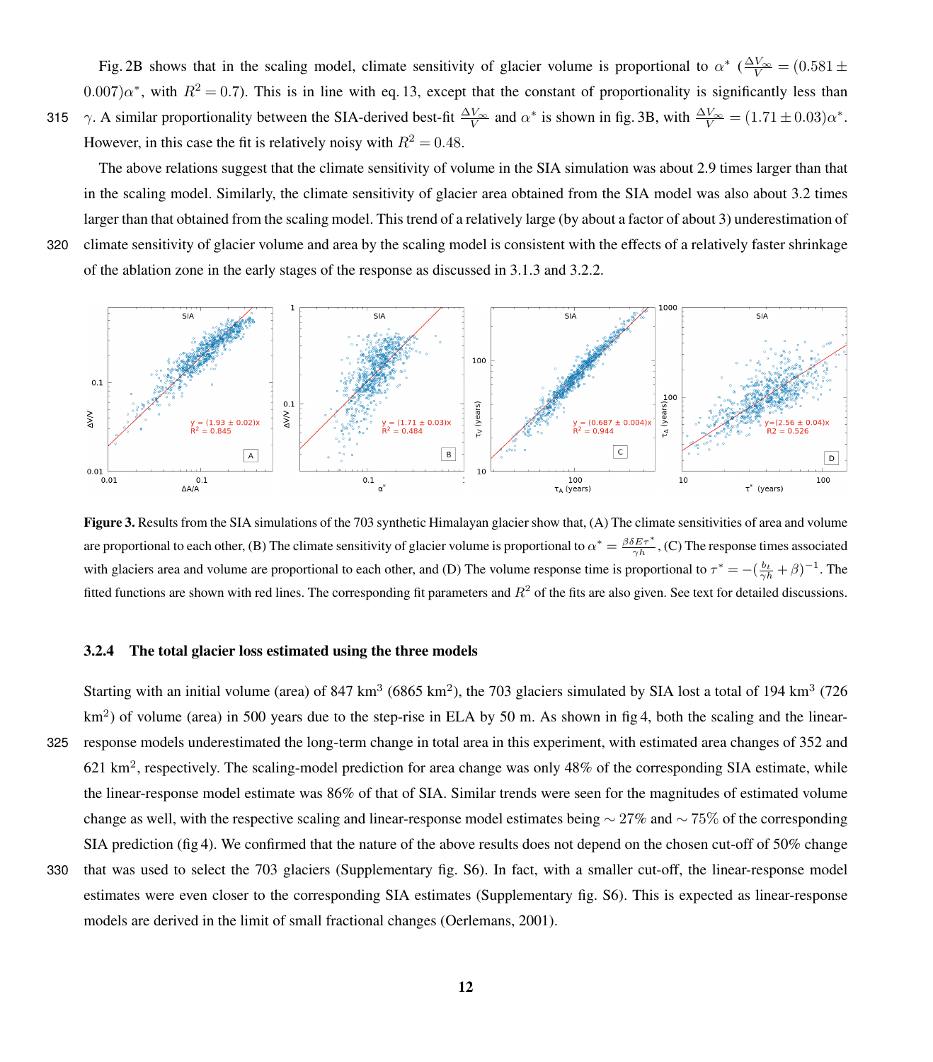Fig. 2B shows that in the scaling model, climate sensitivity of glacier volume is proportional to $\alpha^*$ ($\frac{\Delta V_\infty}{V} = (0.581 \pm 0.007)\alpha^*$, with $R^2 = 0.7$). This is in line with eq. 13, except that the constant of proportionality is significantly less than $\gamma$. A similar proportionality between the SIA-derived best-fit $\frac{\Delta V_\infty}{V}$ and $\alpha^*$ is shown in fig. 3B, with $\frac{\Delta V_\infty}{V} = (1.71 \pm 0.03)\alpha^*$. However, in this case the fit is relatively noisy with $R^2 = 0.48$.

The above relations suggest that the climate sensitivity of volume in the SIA simulation was about 2.9 times larger than that in the scaling model. Similarly, the climate sensitivity of glacier area obtained from the SIA model was also about 3.2 times larger than that obtained from the scaling model. This trend of a relatively large (by about a factor of about 3) underestimation of climate sensitivity of glacier volume and area by the scaling model is consistent with the effects of a relatively faster shrinkage of the ablation zone in the early stages of the response as discussed in 3.1.3 and 3.2.2.

**Figure 3.** Results from the SIA simulations of the 703 synthetic Himalayan glacier show that, (A) The climate sensitivities of area and volume are proportional to each other, (B) The climate sensitivity of glacier volume is proportional to $\alpha^* = \frac{\beta \delta E \tau^*}{\gamma h}$, (C) The response times associated with glaciers area and volume are proportional to each other, and (D) The volume response time is proportional to $\tau^* = -(\frac{b_t}{\gamma h} + \beta)^{-1}$. The fitted functions are shown with red lines. The corresponding fit parameters and $R^2$ of the fits are also given. See text for detailed discussions.

#### 3.2.4 The total glacier loss estimated using the three models

Starting with an initial volume (area) of 847 km$^3$ (6865 km$^2$), the 703 glaciers simulated by SIA lost a total of 194 km$^3$ (726 km$^2$) of volume (area) in 500 years due to the step-rise in ELA by 50 m. As shown in fig 4, both the scaling and the linear-response models underestimated the long-term change in total area in this experiment, with estimated area changes of 352 and 621 km$^2$, respectively. The scaling-model prediction for area change was only 48% of the corresponding SIA estimate, while the linear-response model estimate was 86% of that of SIA. Similar trends were seen for the magnitudes of estimated volume change as well, with the respective scaling and linear-response model estimates being $\sim 27\%$ and $\sim 75\%$ of the corresponding SIA prediction (fig 4). We confirmed that the nature of the above results does not depend on the chosen cut-off of 50% change that was used to select the 703 glaciers (Supplementary fig. S6). In fact, with a smaller cut-off, the linear-response model estimates were even closer to the corresponding SIA estimates (Supplementary fig. S6). This is expected as linear-response models are derived in the limit of small fractional changes (Oerlemans, 2001).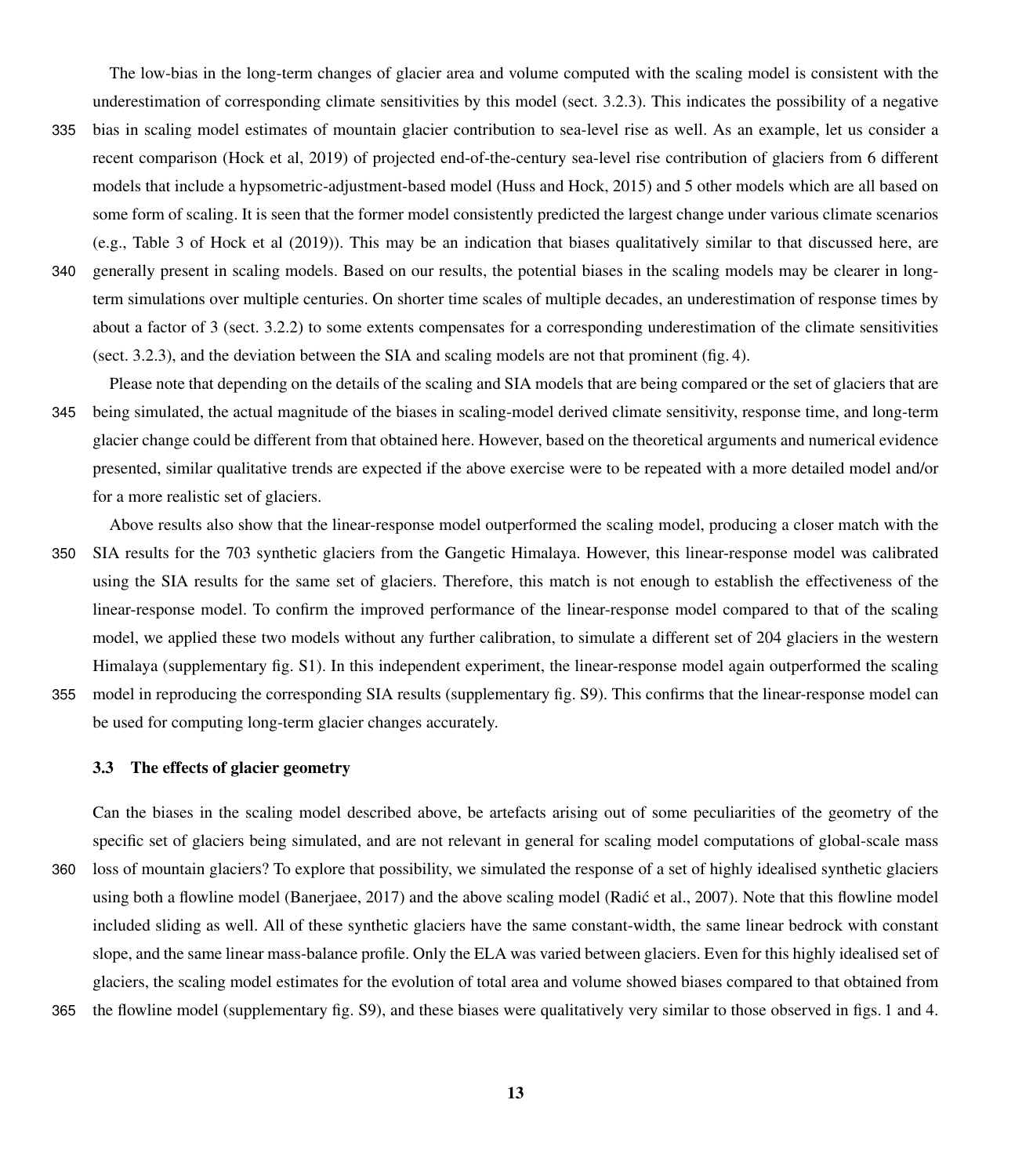The low-bias in the long-term changes of glacier area and volume computed with the scaling model is consistent with the underestimation of corresponding climate sensitivities by this model (sect. 3.2.3). This indicates the possibility of a negative bias in scaling model estimates of mountain glacier contribution to sea-level rise as well. As an example, let us consider a recent comparison (Hock et al, 2019) of projected end-of-the-century sea-level rise contribution of glaciers from 6 different models that include a hypsometric-adjustment-based model (Huss and Hock, 2015) and 5 other models which are all based on some form of scaling. It is seen that the former model consistently predicted the largest change under various climate scenarios (e.g., Table 3 of Hock et al (2019)). This may be an indication that biases qualitatively similar to that discussed here, are generally present in scaling models. Based on our results, the potential biases in the scaling models may be clearer in long-term simulations over multiple centuries. On shorter time scales of multiple decades, an underestimation of response times by about a factor of 3 (sect. 3.2.2) to some extents compensates for a corresponding underestimation of the climate sensitivities (sect. 3.2.3), and the deviation between the SIA and scaling models are not that prominent (fig. 4).

Please note that depending on the details of the scaling and SIA models that are being compared or the set of glaciers that are being simulated, the actual magnitude of the biases in scaling-model derived climate sensitivity, response time, and long-term glacier change could be different from that obtained here. However, based on the theoretical arguments and numerical evidence presented, similar qualitative trends are expected if the above exercise were to be repeated with a more detailed model and/or for a more realistic set of glaciers.

Above results also show that the linear-response model outperformed the scaling model, producing a closer match with the SIA results for the 703 synthetic glaciers from the Gangetic Himalaya. However, this linear-response model was calibrated using the SIA results for the same set of glaciers. Therefore, this match is not enough to establish the effectiveness of the linear-response model. To confirm the improved performance of the linear-response model compared to that of the scaling model, we applied these two models without any further calibration, to simulate a different set of 204 glaciers in the western Himalaya (supplementary fig. S1). In this independent experiment, the linear-response model again outperformed the scaling model in reproducing the corresponding SIA results (supplementary fig. S9). This confirms that the linear-response model can be used for computing long-term glacier changes accurately.

### 3.3 The effects of glacier geometry

Can the biases in the scaling model described above, be artefacts arising out of some peculiarities of the geometry of the specific set of glaciers being simulated, and are not relevant in general for scaling model computations of global-scale mass loss of mountain glaciers? To explore that possibility, we simulated the response of a set of highly idealised synthetic glaciers using both a flowline model (Banerjaee, 2017) and the above scaling model (Radić et al., 2007). Note that this flowline model included sliding as well. All of these synthetic glaciers have the same constant-width, the same linear bedrock with constant slope, and the same linear mass-balance profile. Only the ELA was varied between glaciers. Even for this highly idealised set of glaciers, the scaling model estimates for the evolution of total area and volume showed biases compared to that obtained from the flowline model (supplementary fig. S9), and these biases were qualitatively very similar to those observed in figs. 1 and 4.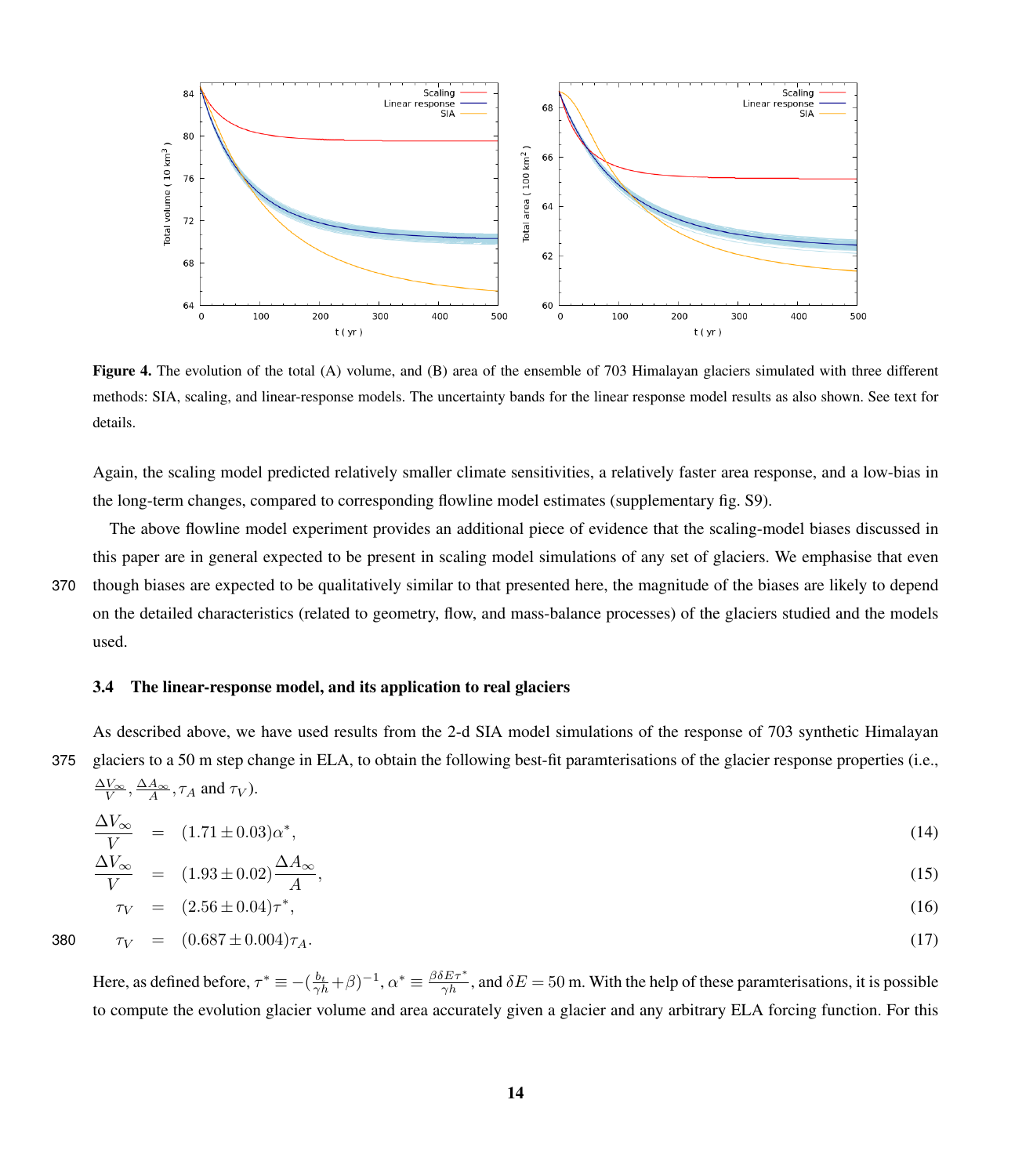**Figure 4.** The evolution of the total (A) volume, and (B) area of the ensemble of 703 Himalayan glaciers simulated with three different methods: SIA, scaling, and linear-response models. The uncertainty bands for the linear response model results as also shown. See text for details.

Again, the scaling model predicted relatively smaller climate sensitivities, a relatively faster area response, and a low-bias in the long-term changes, compared to corresponding flowline model estimates (supplementary fig. S9).

The above flowline model experiment provides an additional piece of evidence that the scaling-model biases discussed in this paper are in general expected to be present in scaling model simulations of any set of glaciers. We emphasise that even though biases are expected to be qualitatively similar to that presented here, the magnitude of the biases are likely to depend on the detailed characteristics (related to geometry, flow, and mass-balance processes) of the glaciers studied and the models used.

### 3.4 The linear-response model, and its application to real glaciers

As described above, we have used results from the 2-d SIA model simulations of the response of 703 synthetic Himalayan glaciers to a 50 m step change in ELA, to obtain the following best-fit paramterisations of the glacier response properties (i.e., $\frac{\Delta V_\infty}{V}, \frac{\Delta A_\infty}{A}, \tau_A$ and $\tau_V$).

$$\frac{\Delta V_\infty}{V} = (1.71 \pm 0.03)\alpha^*, \tag{14}$$

$$\frac{\Delta V_\infty}{V} = (1.93 \pm 0.02)\frac{\Delta A_\infty}{A}, \tag{15}$$

$$\tau_V = (2.56 \pm 0.04)\tau^*, \tag{16}$$

$$\tau_V = (0.687 \pm 0.004)\tau_A. \tag{17}$$

Here, as defined before, $\tau^* \equiv -(\frac{b_t}{\gamma h} + \beta)^{-1}$, $\alpha^* \equiv \frac{\beta \delta E \tau^*}{\gamma h}$, and $\delta E = 50$ m. With the help of these paramterisations, it is possible to compute the evolution glacier volume and area accurately given a glacier and any arbitrary ELA forcing function. For this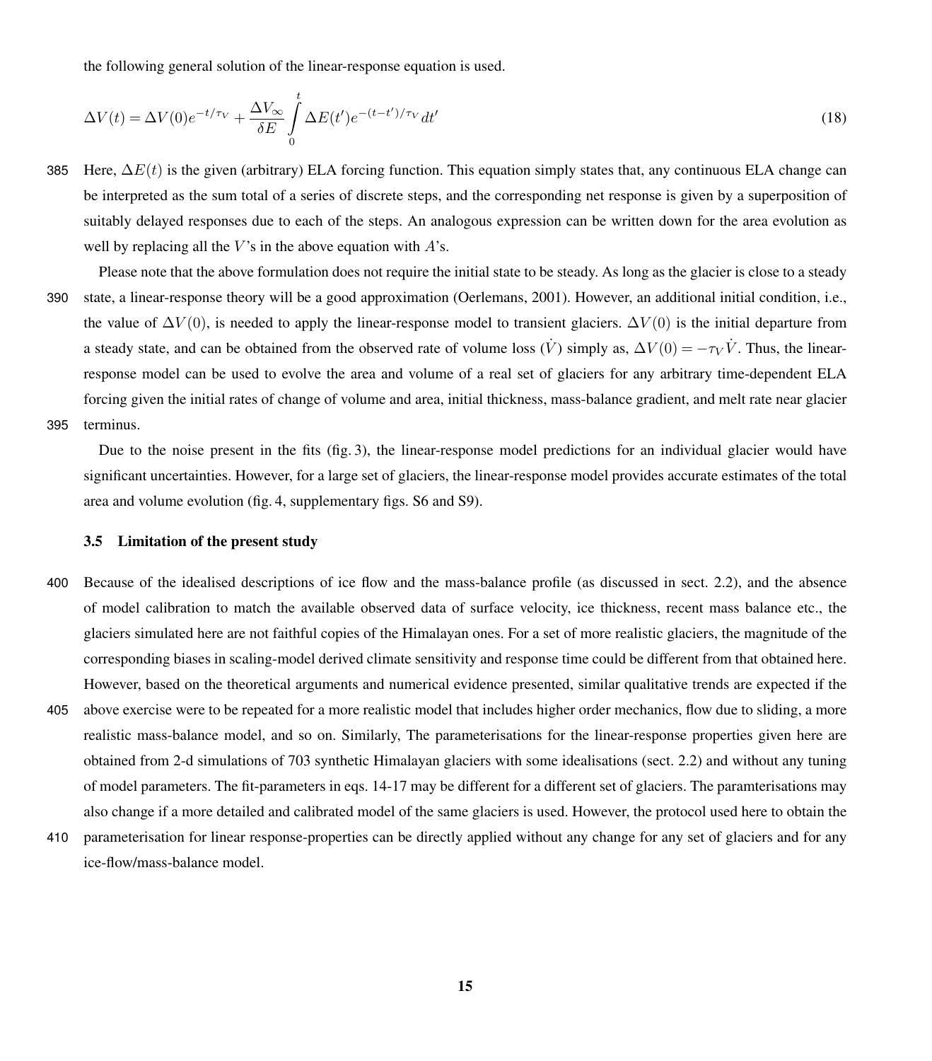the following general solution of the linear-response equation is used.

$$\Delta V(t) = \Delta V(0)e^{-t/\tau_V} + \frac{\Delta V_\infty}{\delta E}\int_0^t \Delta E(t')e^{-(t-t')/\tau_V}\,dt' \tag{18}$$

Here, $\Delta E(t)$ is the given (arbitrary) ELA forcing function. This equation simply states that, any continuous ELA change can be interpreted as the sum total of a series of discrete steps, and the corresponding net response is given by a superposition of suitably delayed responses due to each of the steps. An analogous expression can be written down for the area evolution as well by replacing all the $V$'s in the above equation with $A$'s.

Please note that the above formulation does not require the initial state to be steady. As long as the glacier is close to a steady state, a linear-response theory will be a good approximation (Oerlemans, 2001). However, an additional initial condition, i.e., the value of $\Delta V(0)$, is needed to apply the linear-response model to transient glaciers. $\Delta V(0)$ is the initial departure from a steady state, and can be obtained from the observed rate of volume loss ($\dot{V}$) simply as, $\Delta V(0) = -\tau_V \dot{V}$. Thus, the linear-response model can be used to evolve the area and volume of a real set of glaciers for any arbitrary time-dependent ELA forcing given the initial rates of change of volume and area, initial thickness, mass-balance gradient, and melt rate near glacier terminus.

Due to the noise present in the fits (fig. 3), the linear-response model predictions for an individual glacier would have significant uncertainties. However, for a large set of glaciers, the linear-response model provides accurate estimates of the total area and volume evolution (fig. 4, supplementary figs. S6 and S9).

### 3.5 Limitation of the present study

Because of the idealised descriptions of ice flow and the mass-balance profile (as discussed in sect. 2.2), and the absence of model calibration to match the available observed data of surface velocity, ice thickness, recent mass balance etc., the glaciers simulated here are not faithful copies of the Himalayan ones. For a set of more realistic glaciers, the magnitude of the corresponding biases in scaling-model derived climate sensitivity and response time could be different from that obtained here. However, based on the theoretical arguments and numerical evidence presented, similar qualitative trends are expected if the above exercise were to be repeated for a more realistic model that includes higher order mechanics, flow due to sliding, a more realistic mass-balance model, and so on. Similarly, The parameterisations for the linear-response properties given here are obtained from 2-d simulations of 703 synthetic Himalayan glaciers with some idealisations (sect. 2.2) and without any tuning of model parameters. The fit-parameters in eqs. 14-17 may be different for a different set of glaciers. The paramterisations may also change if a more detailed and calibrated model of the same glaciers is used. However, the protocol used here to obtain the parameterisation for linear response-properties can be directly applied without any change for any set of glaciers and for any ice-flow/mass-balance model.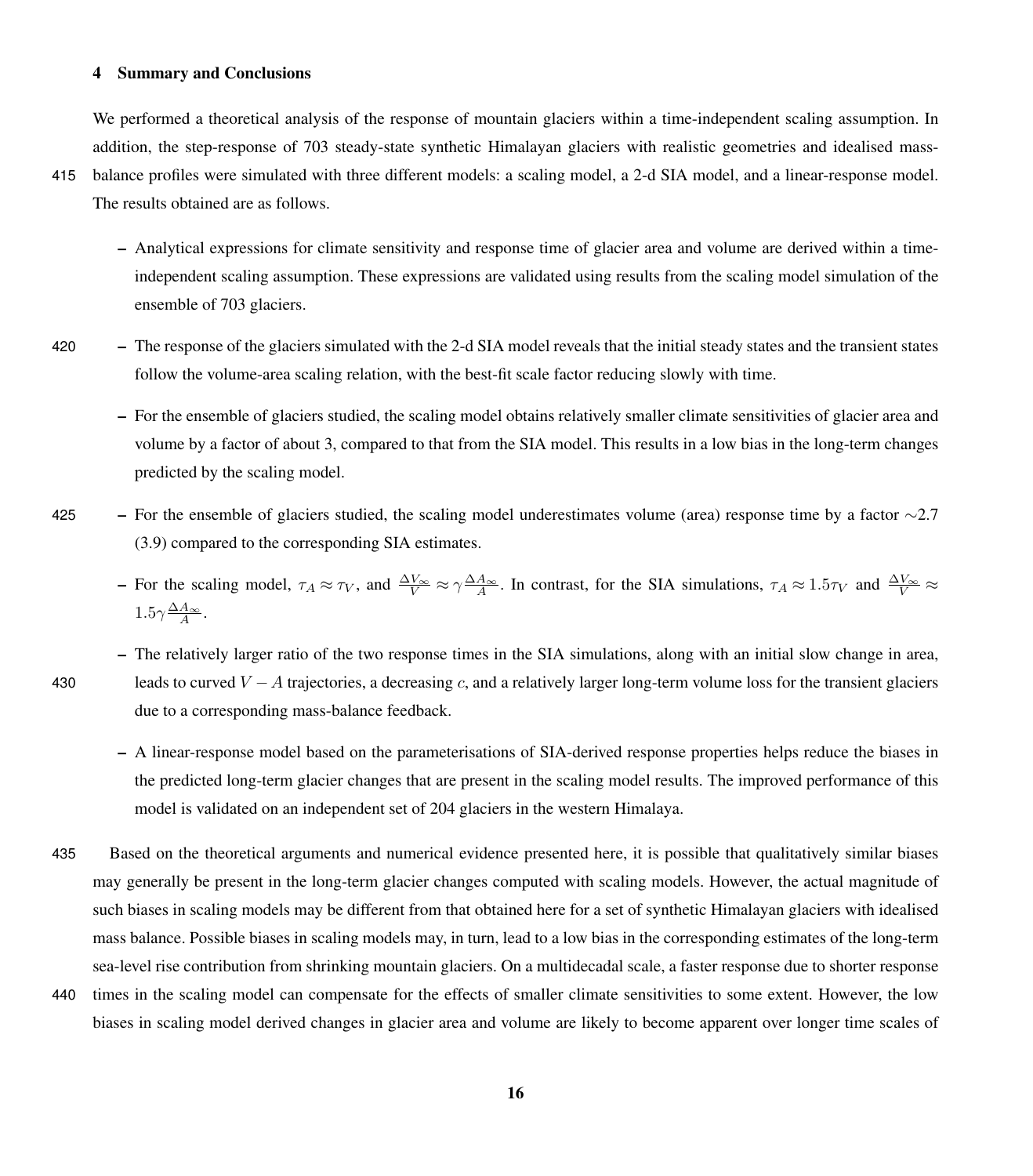## 4 Summary and Conclusions

We performed a theoretical analysis of the response of mountain glaciers within a time-independent scaling assumption. In addition, the step-response of 703 steady-state synthetic Himalayan glaciers with realistic geometries and idealised mass-balance profiles were simulated with three different models: a scaling model, a 2-d SIA model, and a linear-response model. The results obtained are as follows.

- Analytical expressions for climate sensitivity and response time of glacier area and volume are derived within a time-independent scaling assumption. These expressions are validated using results from the scaling model simulation of the ensemble of 703 glaciers.
- The response of the glaciers simulated with the 2-d SIA model reveals that the initial steady states and the transient states follow the volume-area scaling relation, with the best-fit scale factor reducing slowly with time.
- For the ensemble of glaciers studied, the scaling model obtains relatively smaller climate sensitivities of glacier area and volume by a factor of about 3, compared to that from the SIA model. This results in a low bias in the long-term changes predicted by the scaling model.
- For the ensemble of glaciers studied, the scaling model underestimates volume (area) response time by a factor $\sim$2.7 (3.9) compared to the corresponding SIA estimates.
- For the scaling model, $\tau_A \approx \tau_V$, and $\frac{\Delta V_\infty}{V} \approx \gamma \frac{\Delta A_\infty}{A}$. In contrast, for the SIA simulations, $\tau_A \approx 1.5\tau_V$ and $\frac{\Delta V_\infty}{V} \approx 1.5\gamma \frac{\Delta A_\infty}{A}$.
- The relatively larger ratio of the two response times in the SIA simulations, along with an initial slow change in area, leads to curved $V-A$ trajectories, a decreasing $c$, and a relatively larger long-term volume loss for the transient glaciers due to a corresponding mass-balance feedback.
- A linear-response model based on the parameterisations of SIA-derived response properties helps reduce the biases in the predicted long-term glacier changes that are present in the scaling model results. The improved performance of this model is validated on an independent set of 204 glaciers in the western Himalaya.

Based on the theoretical arguments and numerical evidence presented here, it is possible that qualitatively similar biases may generally be present in the long-term glacier changes computed with scaling models. However, the actual magnitude of such biases in scaling models may be different from that obtained here for a set of synthetic Himalayan glaciers with idealised mass balance. Possible biases in scaling models may, in turn, lead to a low bias in the corresponding estimates of the long-term sea-level rise contribution from shrinking mountain glaciers. On a multidecadal scale, a faster response due to shorter response times in the scaling model can compensate for the effects of smaller climate sensitivities to some extent. However, the low biases in scaling model derived changes in glacier area and volume are likely to become apparent over longer time scales of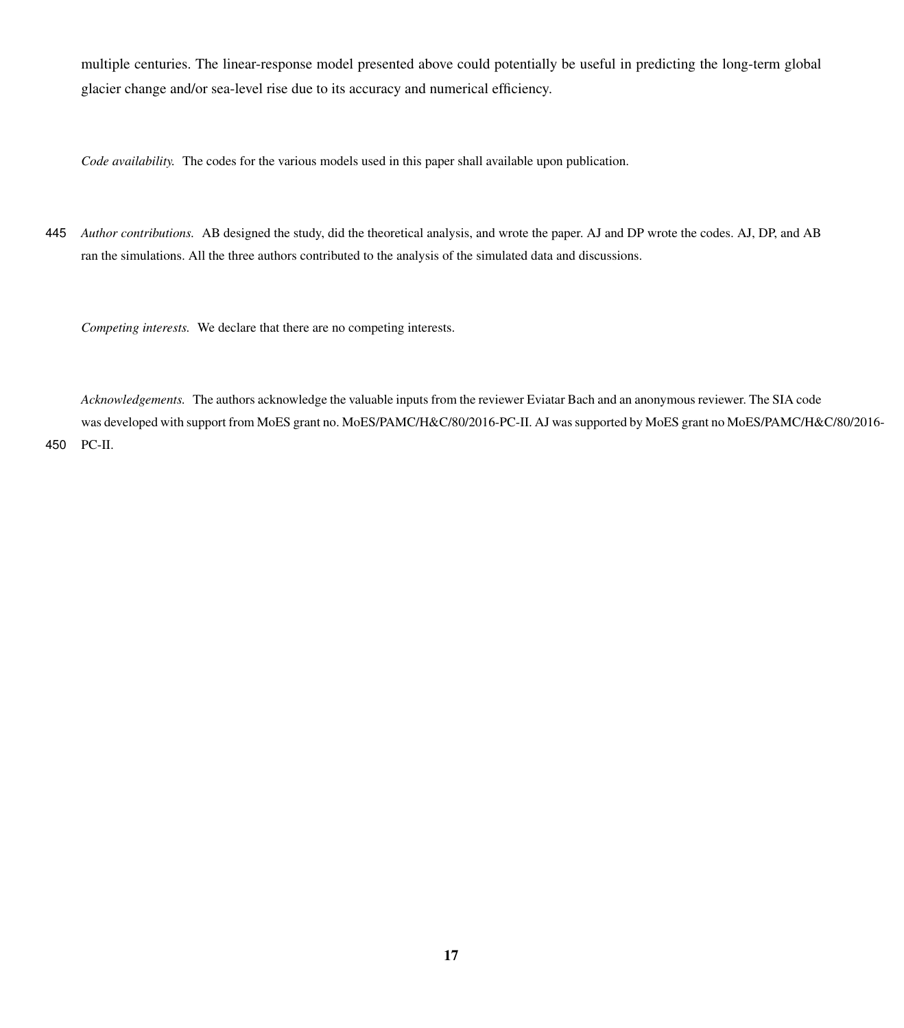multiple centuries. The linear-response model presented above could potentially be useful in predicting the long-term global glacier change and/or sea-level rise due to its accuracy and numerical efficiency.

*Code availability.* The codes for the various models used in this paper shall available upon publication.

*Author contributions.* AB designed the study, did the theoretical analysis, and wrote the paper. AJ and DP wrote the codes. AJ, DP, and AB ran the simulations. All the three authors contributed to the analysis of the simulated data and discussions.

*Competing interests.* We declare that there are no competing interests.

*Acknowledgements.* The authors acknowledge the valuable inputs from the reviewer Eviatar Bach and an anonymous reviewer. The SIA code was developed with support from MoES grant no. MoES/PAMC/H&C/80/2016-PC-II. AJ was supported by MoES grant no MoES/PAMC/H&C/80/2016-PC-II.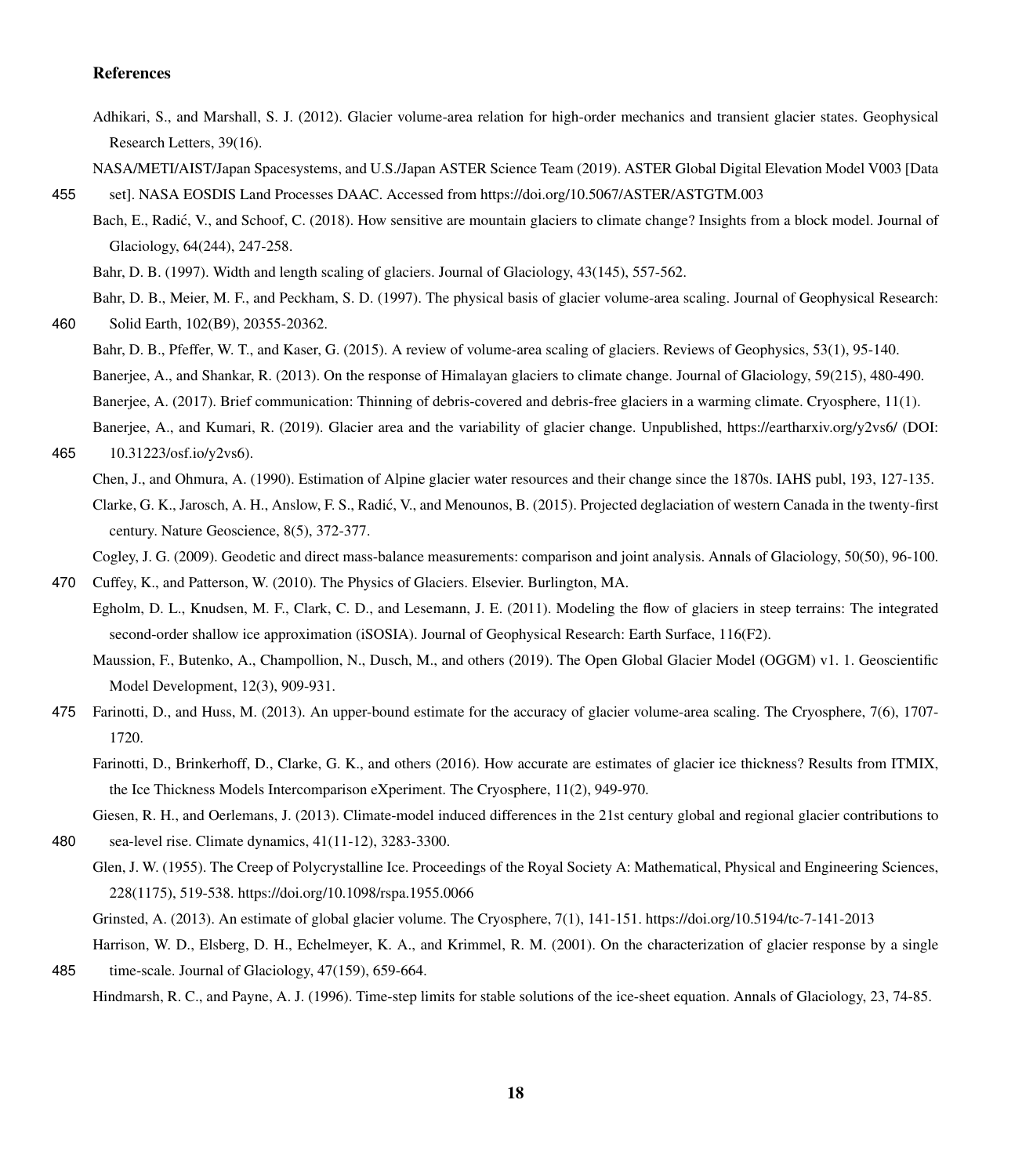## References

Adhikari, S., and Marshall, S. J. (2012). Glacier volume-area relation for high-order mechanics and transient glacier states. Geophysical Research Letters, 39(16).

NASA/METI/AIST/Japan Spacesystems, and U.S./Japan ASTER Science Team (2019). ASTER Global Digital Elevation Model V003 [Data set]. NASA EOSDIS Land Processes DAAC. Accessed from https://doi.org/10.5067/ASTER/ASTGTM.003

Bach, E., Radić, V., and Schoof, C. (2018). How sensitive are mountain glaciers to climate change? Insights from a block model. Journal of Glaciology, 64(244), 247-258.

Bahr, D. B. (1997). Width and length scaling of glaciers. Journal of Glaciology, 43(145), 557-562.

Bahr, D. B., Meier, M. F., and Peckham, S. D. (1997). The physical basis of glacier volume-area scaling. Journal of Geophysical Research: Solid Earth, 102(B9), 20355-20362.

Bahr, D. B., Pfeffer, W. T., and Kaser, G. (2015). A review of volume-area scaling of glaciers. Reviews of Geophysics, 53(1), 95-140.

Banerjee, A., and Shankar, R. (2013). On the response of Himalayan glaciers to climate change. Journal of Glaciology, 59(215), 480-490.

Banerjee, A. (2017). Brief communication: Thinning of debris-covered and debris-free glaciers in a warming climate. Cryosphere, 11(1).

Banerjee, A., and Kumari, R. (2019). Glacier area and the variability of glacier change. Unpublished, https://eartharxiv.org/y2vs6/ (DOI: 10.31223/osf.io/y2vs6).

Chen, J., and Ohmura, A. (1990). Estimation of Alpine glacier water resources and their change since the 1870s. IAHS publ, 193, 127-135.

Clarke, G. K., Jarosch, A. H., Anslow, F. S., Radić, V., and Menounos, B. (2015). Projected deglaciation of western Canada in the twenty-first century. Nature Geoscience, 8(5), 372-377.

Cogley, J. G. (2009). Geodetic and direct mass-balance measurements: comparison and joint analysis. Annals of Glaciology, 50(50), 96-100.

Cuffey, K., and Patterson, W. (2010). The Physics of Glaciers. Elsevier. Burlington, MA.

Egholm, D. L., Knudsen, M. F., Clark, C. D., and Lesemann, J. E. (2011). Modeling the flow of glaciers in steep terrains: The integrated second-order shallow ice approximation (iSOSIA). Journal of Geophysical Research: Earth Surface, 116(F2).

Maussion, F., Butenko, A., Champollion, N., Dusch, M., and others (2019). The Open Global Glacier Model (OGGM) v1. 1. Geoscientific Model Development, 12(3), 909-931.

Farinotti, D., and Huss, M. (2013). An upper-bound estimate for the accuracy of glacier volume-area scaling. The Cryosphere, 7(6), 1707-1720.

Farinotti, D., Brinkerhoff, D., Clarke, G. K., and others (2016). How accurate are estimates of glacier ice thickness? Results from ITMIX, the Ice Thickness Models Intercomparison eXperiment. The Cryosphere, 11(2), 949-970.

Giesen, R. H., and Oerlemans, J. (2013). Climate-model induced differences in the 21st century global and regional glacier contributions to sea-level rise. Climate dynamics, 41(11-12), 3283-3300.

Glen, J. W. (1955). The Creep of Polycrystalline Ice. Proceedings of the Royal Society A: Mathematical, Physical and Engineering Sciences, 228(1175), 519-538. https://doi.org/10.1098/rspa.1955.0066

Grinsted, A. (2013). An estimate of global glacier volume. The Cryosphere, 7(1), 141-151. https://doi.org/10.5194/tc-7-141-2013

Harrison, W. D., Elsberg, D. H., Echelmeyer, K. A., and Krimmel, R. M. (2001). On the characterization of glacier response by a single time-scale. Journal of Glaciology, 47(159), 659-664.

Hindmarsh, R. C., and Payne, A. J. (1996). Time-step limits for stable solutions of the ice-sheet equation. Annals of Glaciology, 23, 74-85.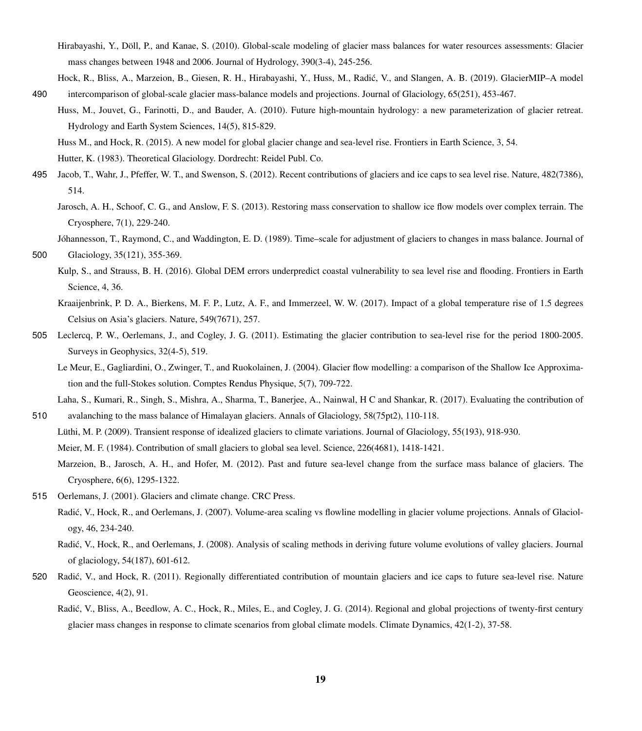Hirabayashi, Y., Döll, P., and Kanae, S. (2010). Global-scale modeling of glacier mass balances for water resources assessments: Glacier mass changes between 1948 and 2006. Journal of Hydrology, 390(3-4), 245-256.

Hock, R., Bliss, A., Marzeion, B., Giesen, R. H., Hirabayashi, Y., Huss, M., Radić, V., and Slangen, A. B. (2019). GlacierMIP–A model intercomparison of global-scale glacier mass-balance models and projections. Journal of Glaciology, 65(251), 453-467.

Huss, M., Jouvet, G., Farinotti, D., and Bauder, A. (2010). Future high-mountain hydrology: a new parameterization of glacier retreat. Hydrology and Earth System Sciences, 14(5), 815-829.

Huss M., and Hock, R. (2015). A new model for global glacier change and sea-level rise. Frontiers in Earth Science, 3, 54.

Hutter, K. (1983). Theoretical Glaciology. Dordrecht: Reidel Publ. Co.

Jacob, T., Wahr, J., Pfeffer, W. T., and Swenson, S. (2012). Recent contributions of glaciers and ice caps to sea level rise. Nature, 482(7386), 514.

Jarosch, A. H., Schoof, C. G., and Anslow, F. S. (2013). Restoring mass conservation to shallow ice flow models over complex terrain. The Cryosphere, 7(1), 229-240.

Jóhannesson, T., Raymond, C., and Waddington, E. D. (1989). Time–scale for adjustment of glaciers to changes in mass balance. Journal of Glaciology, 35(121), 355-369.

Kulp, S., and Strauss, B. H. (2016). Global DEM errors underpredict coastal vulnerability to sea level rise and flooding. Frontiers in Earth Science, 4, 36.

Kraaijenbrink, P. D. A., Bierkens, M. F. P., Lutz, A. F., and Immerzeel, W. W. (2017). Impact of a global temperature rise of 1.5 degrees Celsius on Asia's glaciers. Nature, 549(7671), 257.

Leclercq, P. W., Oerlemans, J., and Cogley, J. G. (2011). Estimating the glacier contribution to sea-level rise for the period 1800-2005. Surveys in Geophysics, 32(4-5), 519.

Le Meur, E., Gagliardini, O., Zwinger, T., and Ruokolainen, J. (2004). Glacier flow modelling: a comparison of the Shallow Ice Approximation and the full-Stokes solution. Comptes Rendus Physique, 5(7), 709-722.

Laha, S., Kumari, R., Singh, S., Mishra, A., Sharma, T., Banerjee, A., Nainwal, H C and Shankar, R. (2017). Evaluating the contribution of avalanching to the mass balance of Himalayan glaciers. Annals of Glaciology, 58(75pt2), 110-118.

Lüthi, M. P. (2009). Transient response of idealized glaciers to climate variations. Journal of Glaciology, 55(193), 918-930.

Meier, M. F. (1984). Contribution of small glaciers to global sea level. Science, 226(4681), 1418-1421.

Marzeion, B., Jarosch, A. H., and Hofer, M. (2012). Past and future sea-level change from the surface mass balance of glaciers. The Cryosphere, 6(6), 1295-1322.

Oerlemans, J. (2001). Glaciers and climate change. CRC Press.

Radić, V., Hock, R., and Oerlemans, J. (2007). Volume-area scaling vs flowline modelling in glacier volume projections. Annals of Glaciology, 46, 234-240.

Radić, V., Hock, R., and Oerlemans, J. (2008). Analysis of scaling methods in deriving future volume evolutions of valley glaciers. Journal of glaciology, 54(187), 601-612.

Radić, V., and Hock, R. (2011). Regionally differentiated contribution of mountain glaciers and ice caps to future sea-level rise. Nature Geoscience, 4(2), 91.

Radić, V., Bliss, A., Beedlow, A. C., Hock, R., Miles, E., and Cogley, J. G. (2014). Regional and global projections of twenty-first century glacier mass changes in response to climate scenarios from global climate models. Climate Dynamics, 42(1-2), 37-58.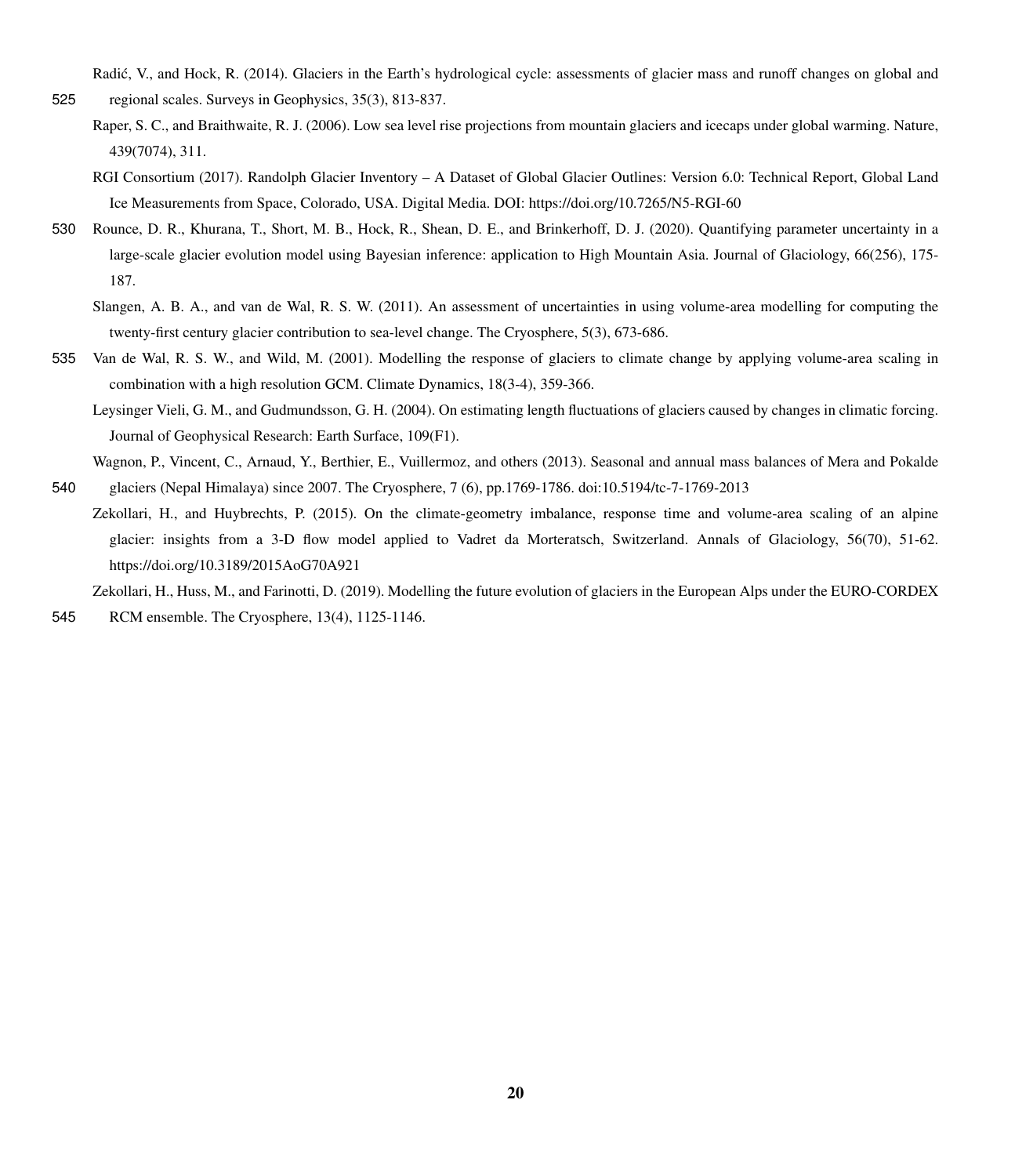Radić, V., and Hock, R. (2014). Glaciers in the Earth's hydrological cycle: assessments of glacier mass and runoff changes on global and regional scales. Surveys in Geophysics, 35(3), 813-837.

Raper, S. C., and Braithwaite, R. J. (2006). Low sea level rise projections from mountain glaciers and icecaps under global warming. Nature, 439(7074), 311.

RGI Consortium (2017). Randolph Glacier Inventory – A Dataset of Global Glacier Outlines: Version 6.0: Technical Report, Global Land Ice Measurements from Space, Colorado, USA. Digital Media. DOI: https://doi.org/10.7265/N5-RGI-60

Rounce, D. R., Khurana, T., Short, M. B., Hock, R., Shean, D. E., and Brinkerhoff, D. J. (2020). Quantifying parameter uncertainty in a large-scale glacier evolution model using Bayesian inference: application to High Mountain Asia. Journal of Glaciology, 66(256), 175-187.

Slangen, A. B. A., and van de Wal, R. S. W. (2011). An assessment of uncertainties in using volume-area modelling for computing the twenty-first century glacier contribution to sea-level change. The Cryosphere, 5(3), 673-686.

Van de Wal, R. S. W., and Wild, M. (2001). Modelling the response of glaciers to climate change by applying volume-area scaling in combination with a high resolution GCM. Climate Dynamics, 18(3-4), 359-366.

Leysinger Vieli, G. M., and Gudmundsson, G. H. (2004). On estimating length fluctuations of glaciers caused by changes in climatic forcing. Journal of Geophysical Research: Earth Surface, 109(F1).

Wagnon, P., Vincent, C., Arnaud, Y., Berthier, E., Vuillermoz, and others (2013). Seasonal and annual mass balances of Mera and Pokalde glaciers (Nepal Himalaya) since 2007. The Cryosphere, 7 (6), pp.1769-1786. doi:10.5194/tc-7-1769-2013

Zekollari, H., and Huybrechts, P. (2015). On the climate-geometry imbalance, response time and volume-area scaling of an alpine glacier: insights from a 3-D flow model applied to Vadret da Morteratsch, Switzerland. Annals of Glaciology, 56(70), 51-62. https://doi.org/10.3189/2015AoG70A921

Zekollari, H., Huss, M., and Farinotti, D. (2019). Modelling the future evolution of glaciers in the European Alps under the EURO-CORDEX RCM ensemble. The Cryosphere, 13(4), 1125-1146.